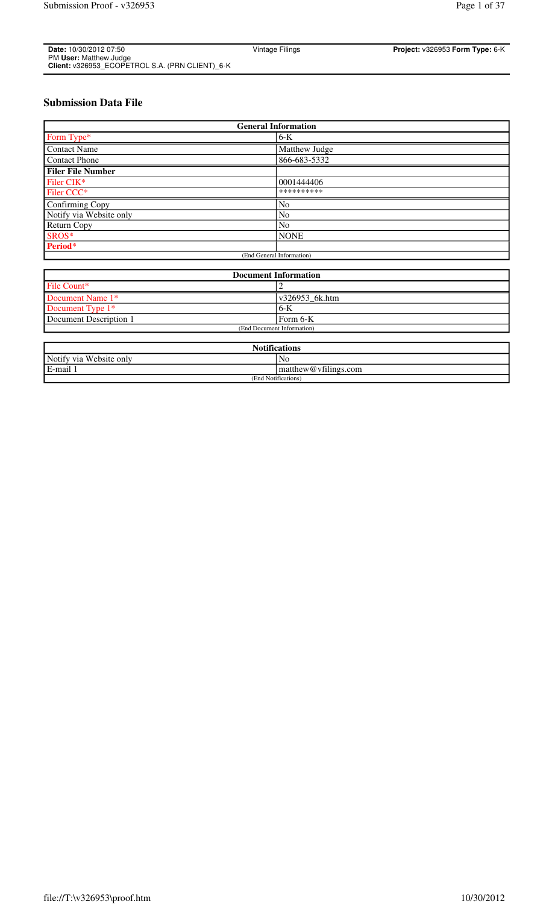**Date:** 10/30/2012 07:50 PM **User:** Matthew.Judge
**Client:** v326953_ECOPETROL S.A. (PRN CLIENT)_6-K

Vintage Filings

**Project:** v326953 **Form Type:** 6-K

## Submission Data File

| General Information | |
|---|---|
| Form Type* | 6-K |
| Contact Name | Matthew Judge |
| Contact Phone | 866-683-5332 |
| **Filer File Number** | |
| Filer CIK* | 0001444406 |
| Filer CCC* | ********** |
| Confirming Copy | No |
| Notify via Website only | No |
| Return Copy | No |
| SROS* | NONE |
| **Period*** | |
| (End General Information) | |

| Document Information | |
|---|---|
| File Count* | 2 |
| Document Name 1* | v326953_6k.htm |
| Document Type 1* | 6-K |
| Document Description 1 | Form 6-K |
| (End Document Information) | |

| Notifications | |
|---|---|
| Notify via Website only | No |
| E-mail 1 | matthew@vfilings.com |
| (End Notifications) | |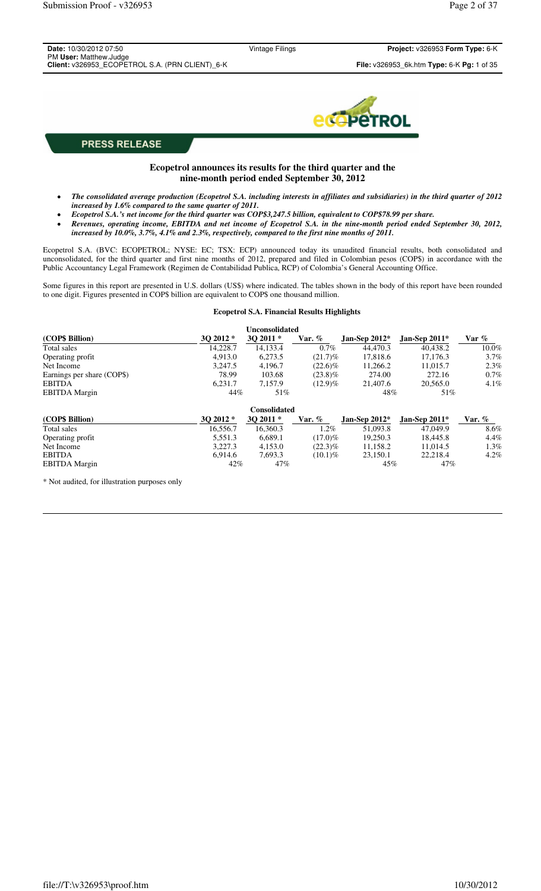PRESS RELEASE

## Ecopetrol announces its results for the third quarter and the nine-month period ended September 30, 2012

- ***The consolidated average production (Ecopetrol S.A. including interests in affiliates and subsidiaries) in the third quarter of 2012 increased by 1.6% compared to the same quarter of 2011.***
- ***Ecopetrol S.A.'s net income for the third quarter was COP$3,247.5 billion, equivalent to COP$78.99 per share.***
- ***Revenues, operating income, EBITDA and net income of Ecopetrol S.A. in the nine-month period ended September 30, 2012, increased by 10.0%, 3.7%, 4.1% and 2.3%, respectively, compared to the first nine months of 2011.***

Ecopetrol S.A. (BVC: ECOPETROL; NYSE: EC; TSX: ECP) announced today its unaudited financial results, both consolidated and unconsolidated, for the third quarter and first nine months of 2012, prepared and filed in Colombian pesos (COP$) in accordance with the Public Accountancy Legal Framework (Regimen de Contabilidad Publica, RCP) of Colombia's General Accounting Office.

Some figures in this report are presented in U.S. dollars (US$) where indicated. The tables shown in the body of this report have been rounded to one digit. Figures presented in COP$ billion are equivalent to COP$ one thousand million.

**Ecopetrol S.A. Financial Results Highlights**

| | | Unconsolidated | | | | |
|---|---|---|---|---|---|---|
| **(COP$ Billion)** | **3Q 2012 \*** | **3Q 2011 \*** | **Var. %** | **Jan-Sep 2012\*** | **Jan-Sep 2011\*** | **Var %** |
| Total sales | 14,228.7 | 14,133.4 | 0.7% | 44,470.3 | 40,438.2 | 10.0% |
| Operating profit | 4,913.0 | 6,273.5 | (21.7)% | 17,818.6 | 17,176.3 | 3.7% |
| Net Income | 3,247.5 | 4,196.7 | (22.6)% | 11,266.2 | 11,015.7 | 2.3% |
| Earnings per share (COP$) | 78.99 | 103.68 | (23.8)% | 274.00 | 272.16 | 0.7% |
| EBITDA | 6,231.7 | 7,157.9 | (12.9)% | 21,407.6 | 20,565.0 | 4.1% |
| EBITDA Margin | 44% | 51% | | 48% | 51% | |

| | | Consolidated | | | | |
|---|---|---|---|---|---|---|
| **(COP$ Billion)** | **3Q 2012 \*** | **3Q 2011 \*** | **Var. %** | **Jan-Sep 2012\*** | **Jan-Sep 2011\*** | **Var. %** |
| Total sales | 16,556.7 | 16,360.3 | 1.2% | 51,093.8 | 47,049.9 | 8.6% |
| Operating profit | 5,551.3 | 6,689.1 | (17.0)% | 19,250.3 | 18,445.8 | 4.4% |
| Net Income | 3,227.3 | 4,153.0 | (22.3)% | 11,158.2 | 11,014.5 | 1.3% |
| EBITDA | 6,914.6 | 7,693.3 | (10.1)% | 23,150.1 | 22,218.4 | 4.2% |
| EBITDA Margin | 42% | 47% | | 45% | 47% | |

\* Not audited, for illustration purposes only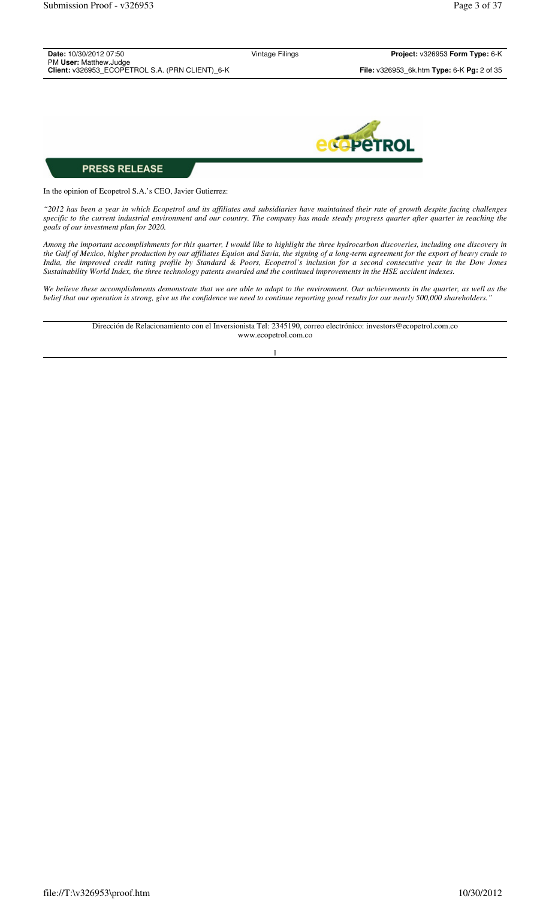**PRESS RELEASE**

In the opinion of Ecopetrol S.A.'s CEO, Javier Gutierrez:

*"2012 has been a year in which Ecopetrol and its affiliates and subsidiaries have maintained their rate of growth despite facing challenges specific to the current industrial environment and our country. The company has made steady progress quarter after quarter in reaching the goals of our investment plan for 2020.*

*Among the important accomplishments for this quarter, I would like to highlight the three hydrocarbon discoveries, including one discovery in the Gulf of Mexico, higher production by our affiliates Equion and Savia, the signing of a long-term agreement for the export of heavy crude to India, the improved credit rating profile by Standard & Poors, Ecopetrol's inclusion for a second consecutive year in the Dow Jones Sustainability World Index, the three technology patents awarded and the continued improvements in the HSE accident indexes.*

*We believe these accomplishments demonstrate that we are able to adapt to the environment. Our achievements in the quarter, as well as the belief that our operation is strong, give us the confidence we need to continue reporting good results for our nearly 500,000 shareholders."*

Dirección de Relacionamiento con el Inversionista Tel: 2345190, correo electrónico: investors@ecopetrol.com.co
www.ecopetrol.com.co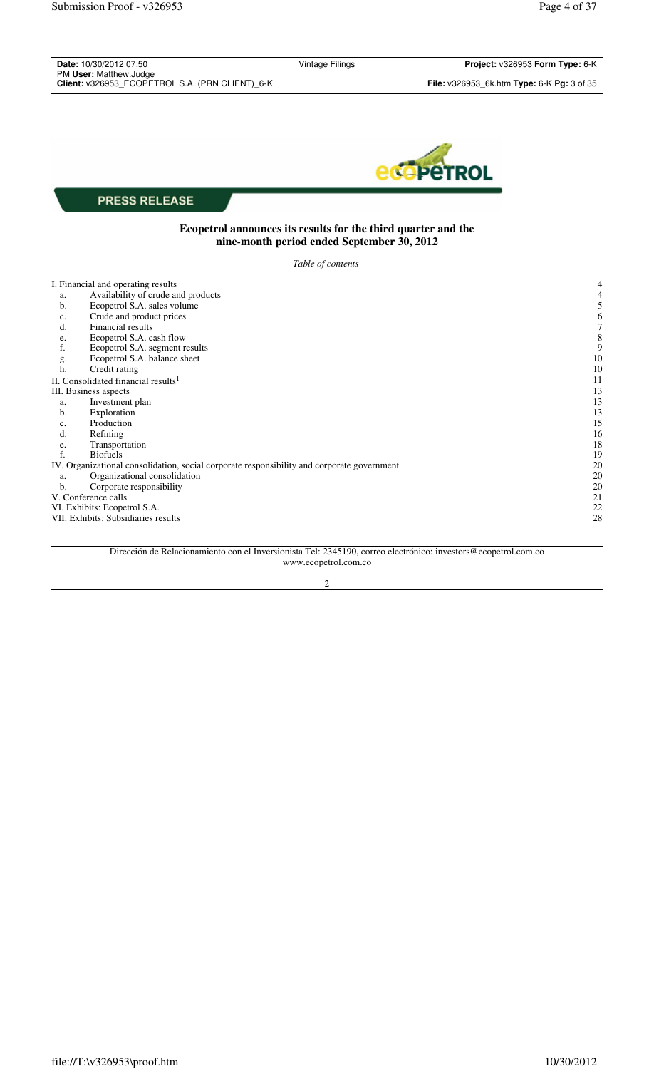**PRESS RELEASE**

**Ecopetrol announces its results for the third quarter and the nine-month period ended September 30, 2012**

*Table of contents*

| | |
|---|---|
| I. Financial and operating results | 4 |
| a. Availability of crude and products | 4 |
| b. Ecopetrol S.A. sales volume | 5 |
| c. Crude and product prices | 6 |
| d. Financial results | 7 |
| e. Ecopetrol S.A. cash flow | 8 |
| f. Ecopetrol S.A. segment results | 9 |
| g. Ecopetrol S.A. balance sheet | 10 |
| h. Credit rating | 10 |
| II. Consolidated financial results[1] | 11 |
| III. Business aspects | 13 |
| a. Investment plan | 13 |
| b. Exploration | 13 |
| c. Production | 15 |
| d. Refining | 16 |
| e. Transportation | 18 |
| f. Biofuels | 19 |
| IV. Organizational consolidation, social corporate responsibility and corporate government | 20 |
| a. Organizational consolidation | 20 |
| b. Corporate responsibility | 20 |
| V. Conference calls | 21 |
| VI. Exhibits: Ecopetrol S.A. | 22 |
| VII. Exhibits: Subsidiaries results | 28 |

Dirección de Relacionamiento con el Inversionista Tel: 2345190, correo electrónico: investors@ecopetrol.com.co
www.ecopetrol.com.co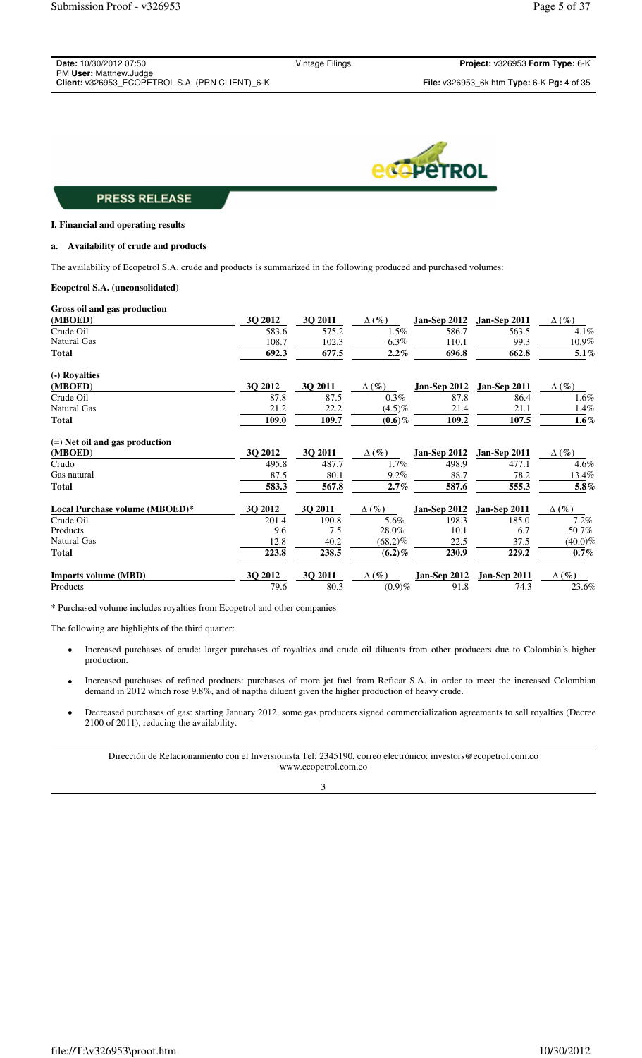**PRESS RELEASE**

## I. Financial and operating results

### a. Availability of crude and products

The availability of Ecopetrol S.A. crude and products is summarized in the following produced and purchased volumes:

**Ecopetrol S.A. (unconsolidated)**

| Gross oil and gas production (MBOED) | 3Q 2012 | 3Q 2011 | Δ (%) | Jan-Sep 2012 | Jan-Sep 2011 | Δ (%) |
|---|---|---|---|---|---|---|
| Crude Oil | 583.6 | 575.2 | 1.5% | 586.7 | 563.5 | 4.1% |
| Natural Gas | 108.7 | 102.3 | 6.3% | 110.1 | 99.3 | 10.9% |
| **Total** | **692.3** | **677.5** | **2.2%** | **696.8** | **662.8** | **5.1%** |

| (-) Royalties (MBOED) | 3Q 2012 | 3Q 2011 | Δ (%) | Jan-Sep 2012 | Jan-Sep 2011 | Δ (%) |
|---|---|---|---|---|---|---|
| Crude Oil | 87.8 | 87.5 | 0.3% | 87.8 | 86.4 | 1.6% |
| Natural Gas | 21.2 | 22.2 | (4.5)% | 21.4 | 21.1 | 1.4% |
| **Total** | **109.0** | **109.7** | **(0.6)%** | **109.2** | **107.5** | **1.6%** |

| (=) Net oil and gas production (MBOED) | 3Q 2012 | 3Q 2011 | Δ (%) | Jan-Sep 2012 | Jan-Sep 2011 | Δ (%) |
|---|---|---|---|---|---|---|
| Crudo | 495.8 | 487.7 | 1.7% | 498.9 | 477.1 | 4.6% |
| Gas natural | 87.5 | 80.1 | 9.2% | 88.7 | 78.2 | 13.4% |
| **Total** | **583.3** | **567.8** | **2.7%** | **587.6** | **555.3** | **5.8%** |

| Local Purchase volume (MBOED)* | 3Q 2012 | 3Q 2011 | Δ (%) | Jan-Sep 2012 | Jan-Sep 2011 | Δ (%) |
|---|---|---|---|---|---|---|
| Crude Oil | 201.4 | 190.8 | 5.6% | 198.3 | 185.0 | 7.2% |
| Products | 9.6 | 7.5 | 28.0% | 10.1 | 6.7 | 50.7% |
| Natural Gas | 12.8 | 40.2 | (68.2)% | 22.5 | 37.5 | (40.0)% |
| **Total** | **223.8** | **238.5** | **(6.2)%** | **230.9** | **229.2** | **0.7%** |

| Imports volume (MBD) | 3Q 2012 | 3Q 2011 | Δ (%) | Jan-Sep 2012 | Jan-Sep 2011 | Δ (%) |
|---|---|---|---|---|---|---|
| Products | 79.6 | 80.3 | (0.9)% | 91.8 | 74.3 | 23.6% |

\* Purchased volume includes royalties from Ecopetrol and other companies

The following are highlights of the third quarter:

- Increased purchases of crude: larger purchases of royalties and crude oil diluents from other producers due to Colombia´s higher production.
- Increased purchases of refined products: purchases of more jet fuel from Reficar S.A. in order to meet the increased Colombian demand in 2012 which rose 9.8%, and of naptha diluent given the higher production of heavy crude.
- Decreased purchases of gas: starting January 2012, some gas producers signed commercialization agreements to sell royalties (Decree 2100 of 2011), reducing the availability.

Dirección de Relacionamiento con el Inversionista Tel: 2345190, correo electrónico: investors@ecopetrol.com.co
www.ecopetrol.com.co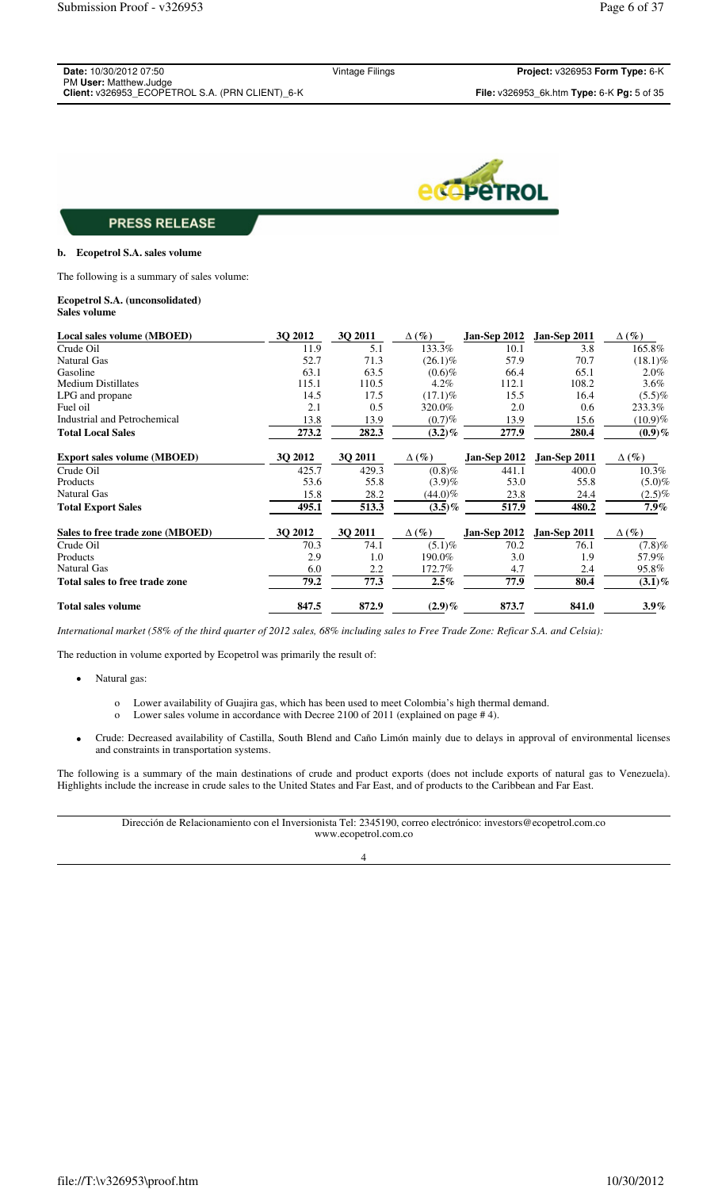PRESS RELEASE

### b. Ecopetrol S.A. sales volume

The following is a summary of sales volume:

**Ecopetrol S.A. (unconsolidated)**
**Sales volume**

| Local sales volume (MBOED) | 3Q 2012 | 3Q 2011 | Δ (%) | Jan-Sep 2012 | Jan-Sep 2011 | Δ (%) |
|---|---|---|---|---|---|---|
| Crude Oil | 11.9 | 5.1 | 133.3% | 10.1 | 3.8 | 165.8% |
| Natural Gas | 52.7 | 71.3 | (26.1)% | 57.9 | 70.7 | (18.1)% |
| Gasoline | 63.1 | 63.5 | (0.6)% | 66.4 | 65.1 | 2.0% |
| Medium Distillates | 115.1 | 110.5 | 4.2% | 112.1 | 108.2 | 3.6% |
| LPG and propane | 14.5 | 17.5 | (17.1)% | 15.5 | 16.4 | (5.5)% |
| Fuel oil | 2.1 | 0.5 | 320.0% | 2.0 | 0.6 | 233.3% |
| Industrial and Petrochemical | 13.8 | 13.9 | (0.7)% | 13.9 | 15.6 | (10.9)% |
| **Total Local Sales** | **273.2** | **282.3** | **(3.2)%** | **277.9** | **280.4** | **(0.9)%** |
| **Export sales volume (MBOED)** | **3Q 2012** | **3Q 2011** | **Δ (%)** | **Jan-Sep 2012** | **Jan-Sep 2011** | **Δ (%)** |
| Crude Oil | 425.7 | 429.3 | (0.8)% | 441.1 | 400.0 | 10.3% |
| Products | 53.6 | 55.8 | (3.9)% | 53.0 | 55.8 | (5.0)% |
| Natural Gas | 15.8 | 28.2 | (44.0)% | 23.8 | 24.4 | (2.5)% |
| **Total Export Sales** | **495.1** | **513.3** | **(3.5)%** | **517.9** | **480.2** | **7.9%** |
| **Sales to free trade zone (MBOED)** | **3Q 2012** | **3Q 2011** | **Δ (%)** | **Jan-Sep 2012** | **Jan-Sep 2011** | **Δ (%)** |
| Crude Oil | 70.3 | 74.1 | (5.1)% | 70.2 | 76.1 | (7.8)% |
| Products | 2.9 | 1.0 | 190.0% | 3.0 | 1.9 | 57.9% |
| Natural Gas | 6.0 | 2.2 | 172.7% | 4.7 | 2.4 | 95.8% |
| **Total sales to free trade zone** | **79.2** | **77.3** | **2.5%** | **77.9** | **80.4** | **(3.1)%** |
| **Total sales volume** | **847.5** | **872.9** | **(2.9)%** | **873.7** | **841.0** | **3.9%** |

*International market (58% of the third quarter of 2012 sales, 68% including sales to Free Trade Zone: Reficar S.A. and Celsia):*

The reduction in volume exported by Ecopetrol was primarily the result of:

- Natural gas:
  - Lower availability of Guajira gas, which has been used to meet Colombia's high thermal demand.
  - Lower sales volume in accordance with Decree 2100 of 2011 (explained on page # 4).
- Crude: Decreased availability of Castilla, South Blend and Caño Limón mainly due to delays in approval of environmental licenses and constraints in transportation systems.

The following is a summary of the main destinations of crude and product exports (does not include exports of natural gas to Venezuela). Highlights include the increase in crude sales to the United States and Far East, and of products to the Caribbean and Far East.

Dirección de Relacionamiento con el Inversionista Tel: 2345190, correo electrónico: investors@ecopetrol.com.co
www.ecopetrol.com.co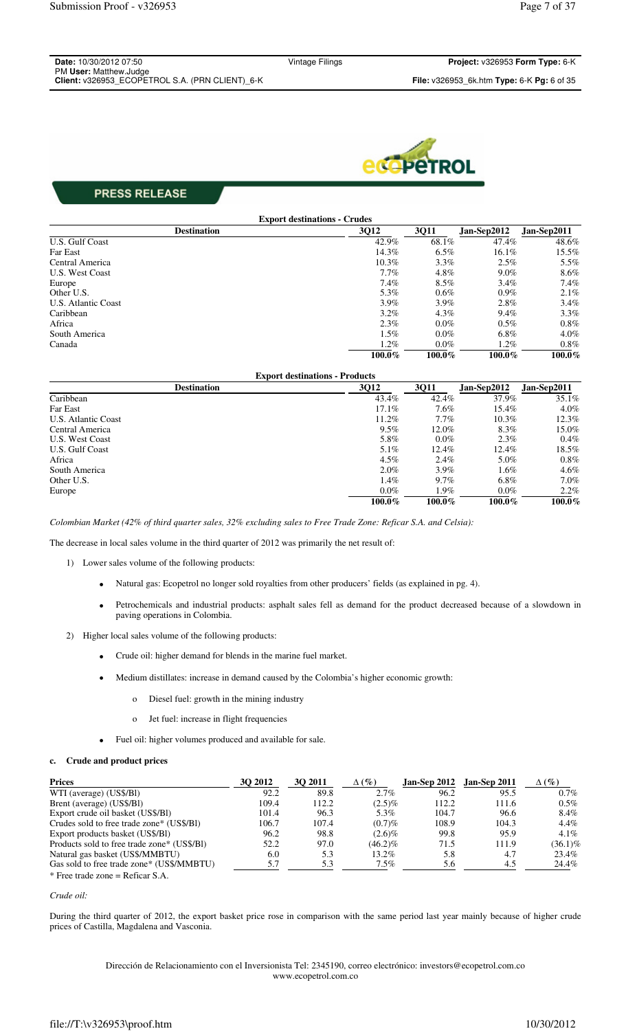PRESS RELEASE

**Export destinations - Crudes**

| Destination | 3Q12 | 3Q11 | Jan-Sep2012 | Jan-Sep2011 |
|---|---|---|---|---|
| U.S. Gulf Coast | 42.9% | 68.1% | 47.4% | 48.6% |
| Far East | 14.3% | 6.5% | 16.1% | 15.5% |
| Central America | 10.3% | 3.3% | 2.5% | 5.5% |
| U.S. West Coast | 7.7% | 4.8% | 9.0% | 8.6% |
| Europe | 7.4% | 8.5% | 3.4% | 7.4% |
| Other U.S. | 5.3% | 0.6% | 0.9% | 2.1% |
| U.S. Atlantic Coast | 3.9% | 3.9% | 2.8% | 3.4% |
| Caribbean | 3.2% | 4.3% | 9.4% | 3.3% |
| Africa | 2.3% | 0.0% | 0.5% | 0.8% |
| South America | 1.5% | 0.0% | 6.8% | 4.0% |
| Canada | 1.2% | 0.0% | 1.2% | 0.8% |
| | **100.0%** | **100.0%** | **100.0%** | **100.0%** |

**Export destinations - Products**

| Destination | 3Q12 | 3Q11 | Jan-Sep2012 | Jan-Sep2011 |
|---|---|---|---|---|
| Caribbean | 43.4% | 42.4% | 37.9% | 35.1% |
| Far East | 17.1% | 7.6% | 15.4% | 4.0% |
| U.S. Atlantic Coast | 11.2% | 7.7% | 10.3% | 12.3% |
| Central America | 9.5% | 12.0% | 8.3% | 15.0% |
| U.S. West Coast | 5.8% | 0.0% | 2.3% | 0.4% |
| U.S. Gulf Coast | 5.1% | 12.4% | 12.4% | 18.5% |
| Africa | 4.5% | 2.4% | 5.0% | 0.8% |
| South America | 2.0% | 3.9% | 1.6% | 4.6% |
| Other U.S. | 1.4% | 9.7% | 6.8% | 7.0% |
| Europe | 0.0% | 1.9% | 0.0% | 2.2% |
| | **100.0%** | **100.0%** | **100.0%** | **100.0%** |

*Colombian Market (42% of third quarter sales, 32% excluding sales to Free Trade Zone: Reficar S.A. and Celsia):*

The decrease in local sales volume in the third quarter of 2012 was primarily the net result of:

1) Lower sales volume of the following products:

- Natural gas: Ecopetrol no longer sold royalties from other producers' fields (as explained in pg. 4).
- Petrochemicals and industrial products: asphalt sales fell as demand for the product decreased because of a slowdown in paving operations in Colombia.

2) Higher local sales volume of the following products:

- Crude oil: higher demand for blends in the marine fuel market.
- Medium distillates: increase in demand caused by the Colombia's higher economic growth:
  - Diesel fuel: growth in the mining industry
  - Jet fuel: increase in flight frequencies
- Fuel oil: higher volumes produced and available for sale.

### c. Crude and product prices

| Prices | 3Q 2012 | 3Q 2011 | Δ (%) | Jan-Sep 2012 | Jan-Sep 2011 | Δ (%) |
|---|---|---|---|---|---|---|
| WTI (average) (US$/Bl) | 92.2 | 89.8 | 2.7% | 96.2 | 95.5 | 0.7% |
| Brent (average) (US$/Bl) | 109.4 | 112.2 | (2.5)% | 112.2 | 111.6 | 0.5% |
| Export crude oil basket (US$/Bl) | 101.4 | 96.3 | 5.3% | 104.7 | 96.6 | 8.4% |
| Crudes sold to free trade zone* (US$/Bl) | 106.7 | 107.4 | (0.7)% | 108.9 | 104.3 | 4.4% |
| Export products basket (US$/Bl) | 96.2 | 98.8 | (2.6)% | 99.8 | 95.9 | 4.1% |
| Products sold to free trade zone* (US$/Bl) | 52.2 | 97.0 | (46.2)% | 71.5 | 111.9 | (36.1)% |
| Natural gas basket (US$/MMBTU) | 6.0 | 5.3 | 13.2% | 5.8 | 4.7 | 23.4% |
| Gas sold to free trade zone* (US$/MMBTU) | 5.7 | 5.3 | 7.5% | 5.6 | 4.5 | 24.4% |

\* Free trade zone = Reficar S.A.

*Crude oil:*

During the third quarter of 2012, the export basket price rose in comparison with the same period last year mainly because of higher crude prices of Castilla, Magdalena and Vasconia.

Dirección de Relacionamiento con el Inversionista Tel: 2345190, correo electrónico: investors@ecopetrol.com.co
www.ecopetrol.com.co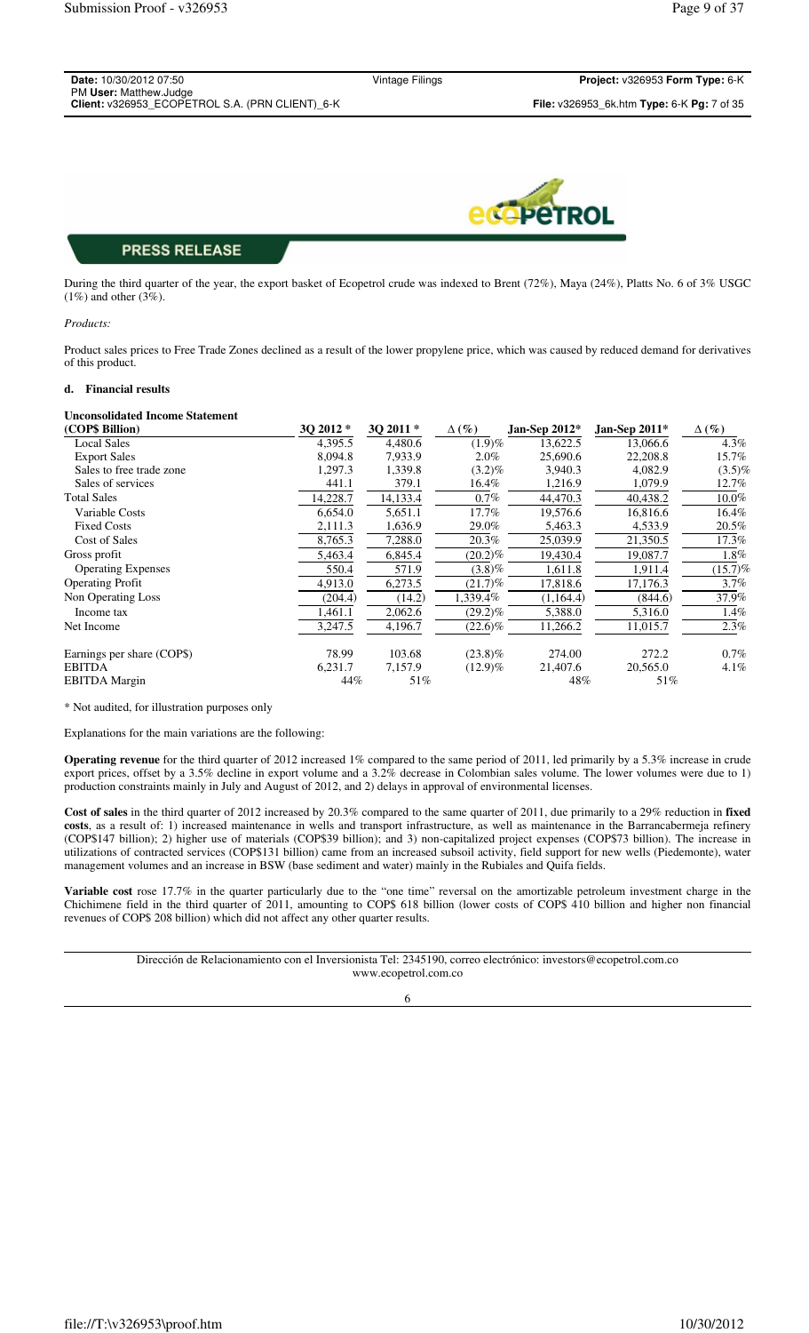**PRESS RELEASE**

During the third quarter of the year, the export basket of Ecopetrol crude was indexed to Brent (72%), Maya (24%), Platts No. 6 of 3% USGC (1%) and other (3%).

*Products:*

Product sales prices to Free Trade Zones declined as a result of the lower propylene price, which was caused by reduced demand for derivatives of this product.

**d. Financial results**

**Unconsolidated Income Statement**

| (COP$ Billion) | 3Q 2012 * | 3Q 2011 * | ∆ (%) | Jan-Sep 2012* | Jan-Sep 2011* | ∆ (%) |
|---|---|---|---|---|---|---|
| Local Sales | 4,395.5 | 4,480.6 | (1.9)% | 13,622.5 | 13,066.6 | 4.3% |
| Export Sales | 8,094.8 | 7,933.9 | 2.0% | 25,690.6 | 22,208.8 | 15.7% |
| Sales to free trade zone | 1,297.3 | 1,339.8 | (3.2)% | 3,940.3 | 4,082.9 | (3.5)% |
| Sales of services | 441.1 | 379.1 | 16.4% | 1,216.9 | 1,079.9 | 12.7% |
| Total Sales | 14,228.7 | 14,133.4 | 0.7% | 44,470.3 | 40,438.2 | 10.0% |
| Variable Costs | 6,654.0 | 5,651.1 | 17.7% | 19,576.6 | 16,816.6 | 16.4% |
| Fixed Costs | 2,111.3 | 1,636.9 | 29.0% | 5,463.3 | 4,533.9 | 20.5% |
| Cost of Sales | 8,765.3 | 7,288.0 | 20.3% | 25,039.9 | 21,350.5 | 17.3% |
| Gross profit | 5,463.4 | 6,845.4 | (20.2)% | 19,430.4 | 19,087.7 | 1.8% |
| Operating Expenses | 550.4 | 571.9 | (3.8)% | 1,611.8 | 1,911.4 | (15.7)% |
| Operating Profit | 4,913.0 | 6,273.5 | (21.7)% | 17,818.6 | 17,176.3 | 3.7% |
| Non Operating Loss | (204.4) | (14.2) | 1,339.4% | (1,164.4) | (844.6) | 37.9% |
| Income tax | 1,461.1 | 2,062.6 | (29.2)% | 5,388.0 | 5,316.0 | 1.4% |
| Net Income | 3,247.5 | 4,196.7 | (22.6)% | 11,266.2 | 11,015.7 | 2.3% |
| Earnings per share (COP$) | 78.99 | 103.68 | (23.8)% | 274.00 | 272.2 | 0.7% |
| EBITDA | 6,231.7 | 7,157.9 | (12.9)% | 21,407.6 | 20,565.0 | 4.1% |
| EBITDA Margin | 44% | 51% | | 48% | 51% | |

\* Not audited, for illustration purposes only

Explanations for the main variations are the following:

**Operating revenue** for the third quarter of 2012 increased 1% compared to the same period of 2011, led primarily by a 5.3% increase in crude export prices, offset by a 3.5% decline in export volume and a 3.2% decrease in Colombian sales volume. The lower volumes were due to 1) production constraints mainly in July and August of 2012, and 2) delays in approval of environmental licenses.

**Cost of sales** in the third quarter of 2012 increased by 20.3% compared to the same quarter of 2011, due primarily to a 29% reduction in **fixed costs**, as a result of: 1) increased maintenance in wells and transport infrastructure, as well as maintenance in the Barrancabermeja refinery (COP$147 billion); 2) higher use of materials (COP$39 billion); and 3) non-capitalized project expenses (COP$73 billion). The increase in utilizations of contracted services (COP$131 billion) came from an increased subsoil activity, field support for new wells (Piedemonte), water management volumes and an increase in BSW (base sediment and water) mainly in the Rubiales and Quifa fields.

**Variable cost** rose 17.7% in the quarter particularly due to the "one time" reversal on the amortizable petroleum investment charge in the Chichimene field in the third quarter of 2011, amounting to COP$ 618 billion (lower costs of COP$ 410 billion and higher non financial revenues of COP$ 208 billion) which did not affect any other quarter results.

Dirección de Relacionamiento con el Inversionista Tel: 2345190, correo electrónico: investors@ecopetrol.com.co
www.ecopetrol.com.co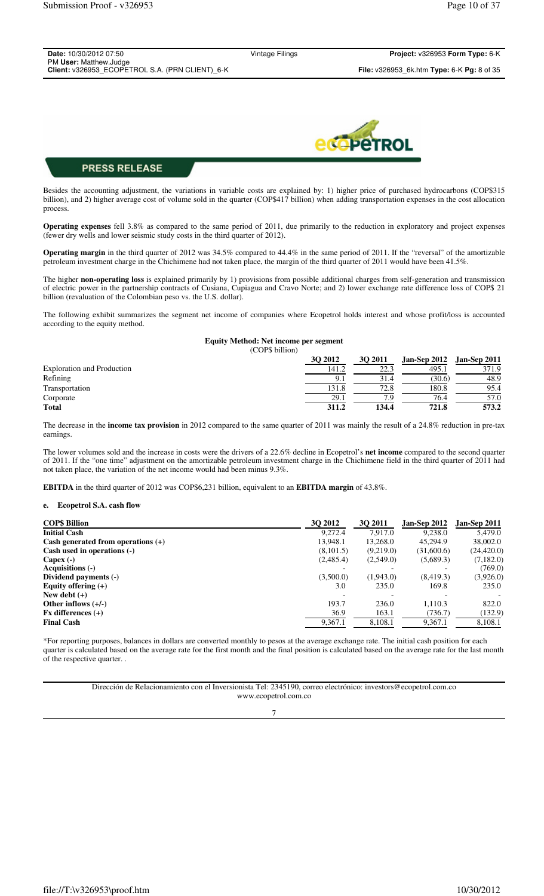PRESS RELEASE

Besides the accounting adjustment, the variations in variable costs are explained by: 1) higher price of purchased hydrocarbons (COP$315 billion), and 2) higher average cost of volume sold in the quarter (COP$417 billion) when adding transportation expenses in the cost allocation process.

**Operating expenses** fell 3.8% as compared to the same period of 2011, due primarily to the reduction in exploratory and project expenses (fewer dry wells and lower seismic study costs in the third quarter of 2012).

**Operating margin** in the third quarter of 2012 was 34.5% compared to 44.4% in the same period of 2011. If the "reversal" of the amortizable petroleum investment charge in the Chichimene had not taken place, the margin of the third quarter of 2011 would have been 41.5%.

The higher **non-operating loss** is explained primarily by 1) provisions from possible additional charges from self-generation and transmission of electric power in the partnership contracts of Cusiana, Cupiagua and Cravo Norte; and 2) lower exchange rate difference loss of COP$ 21 billion (revaluation of the Colombian peso vs. the U.S. dollar).

The following exhibit summarizes the segment net income of companies where Ecopetrol holds interest and whose profit/loss is accounted according to the equity method.

**Equity Method: Net income per segment**
(COP$ billion)

| | 3Q 2012 | 3Q 2011 | Jan-Sep 2012 | Jan-Sep 2011 |
|---|---|---|---|---|
| Exploration and Production | 141.2 | 22.3 | 495.1 | 371.9 |
| Refining | 9.1 | 31.4 | (30.6) | 48.9 |
| Transportation | 131.8 | 72.8 | 180.8 | 95.4 |
| Corporate | 29.1 | 7.9 | 76.4 | 57.0 |
| **Total** | **311.2** | **134.4** | **721.8** | **573.2** |

The decrease in the **income tax provision** in 2012 compared to the same quarter of 2011 was mainly the result of a 24.8% reduction in pre-tax earnings.

The lower volumes sold and the increase in costs were the drivers of a 22.6% decline in Ecopetrol's **net income** compared to the second quarter of 2011. If the "one time" adjustment on the amortizable petroleum investment charge in the Chichimene field in the third quarter of 2011 had not taken place, the variation of the net income would had been minus 9.3%.

**EBITDA** in the third quarter of 2012 was COP$6,231 billion, equivalent to an **EBITDA margin** of 43.8%.

**e. Ecopetrol S.A. cash flow**

| COP$ Billion | 3Q 2012 | 3Q 2011 | Jan-Sep 2012 | Jan-Sep 2011 |
|---|---|---|---|---|
| **Initial Cash** | 9,272.4 | 7,917.0 | 9,238.0 | 5,479.0 |
| **Cash generated from operations (+)** | 13,948.1 | 13,268.0 | 45,294.9 | 38,002.0 |
| **Cash used in operations (-)** | (8,101.5) | (9,219.0) | (31,600.6) | (24,420.0) |
| **Capex (-)** | (2,485.4) | (2,549.0) | (5,689.3) | (7,182.0) |
| **Acquisitions (-)** | - | - | - | (769.0) |
| **Dividend payments (-)** | (3,500.0) | (1,943.0) | (8,419.3) | (3,926.0) |
| **Equity offering (+)** | 3.0 | 235.0 | 169.8 | 235.0 |
| **New debt (+)** | - | - | - | - |
| **Other inflows (+/-)** | 193.7 | 236.0 | 1,110.3 | 822.0 |
| **Fx differences (+)** | 36.9 | 163.1 | (736.7) | (132.9) |
| **Final Cash** | 9,367.1 | 8,108.1 | 9,367.1 | 8,108.1 |

*For reporting purposes, balances in dollars are converted monthly to pesos at the average exchange rate. The initial cash position for each quarter is calculated based on the average rate for the first month and the final position is calculated based on the average rate for the last month of the respective quarter. .

Dirección de Relacionamiento con el Inversionista Tel: 2345190, correo electrónico: investors@ecopetrol.com.co
www.ecopetrol.com.co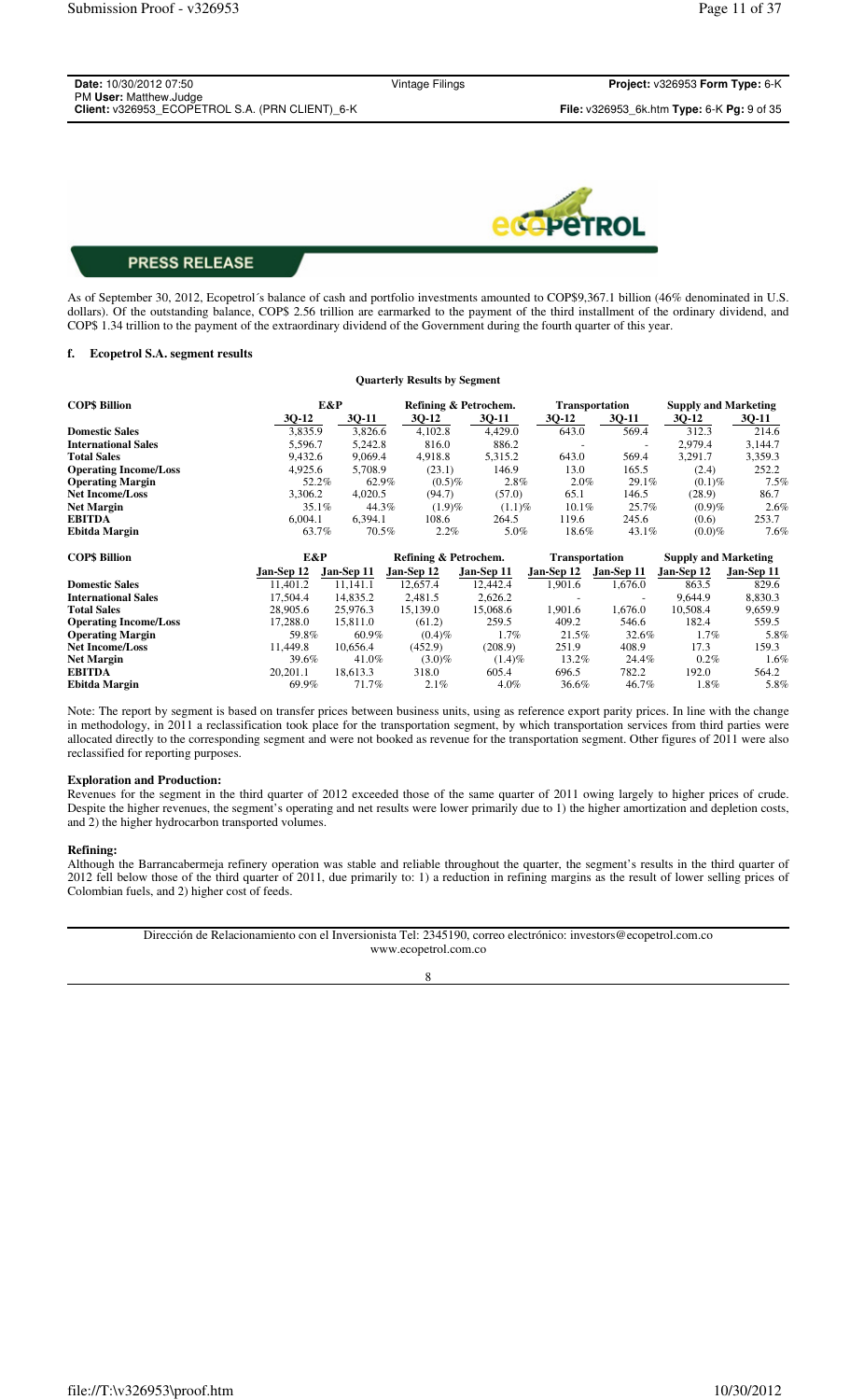PRESS RELEASE

As of September 30, 2012, Ecopetrol´s balance of cash and portfolio investments amounted to COP$9,367.1 billion (46% denominated in U.S. dollars). Of the outstanding balance, COP$ 2.56 trillion are earmarked to the payment of the third installment of the ordinary dividend, and COP$ 1.34 trillion to the payment of the extraordinary dividend of the Government during the fourth quarter of this year.

### f. Ecopetrol S.A. segment results

**Quarterly Results by Segment**

| COP$ Billion | E&P | | Refining & Petrochem. | | Transportation | | Supply and Marketing | |
|---|---|---|---|---|---|---|---|---|
| | 3Q-12 | 3Q-11 | 3Q-12 | 3Q-11 | 3Q-12 | 3Q-11 | 3Q-12 | 3Q-11 |
| Domestic Sales | 3,835.9 | 3,826.6 | 4,102.8 | 4,429.0 | 643.0 | 569.4 | 312.3 | 214.6 |
| International Sales | 5,596.7 | 5,242.8 | 816.0 | 886.2 | - | - | 2,979.4 | 3,144.7 |
| Total Sales | 9,432.6 | 9,069.4 | 4,918.8 | 5,315.2 | 643.0 | 569.4 | 3,291.7 | 3,359.3 |
| Operating Income/Loss | 4,925.6 | 5,708.9 | (23.1) | 146.9 | 13.0 | 165.5 | (2.4) | 252.2 |
| Operating Margin | 52.2% | 62.9% | (0.5)% | 2.8% | 2.0% | 29.1% | (0.1)% | 7.5% |
| Net Income/Loss | 3,306.2 | 4,020.5 | (94.7) | (57.0) | 65.1 | 146.5 | (28.9) | 86.7 |
| Net Margin | 35.1% | 44.3% | (1.9)% | (1.1)% | 10.1% | 25.7% | (0.9)% | 2.6% |
| EBITDA | 6,004.1 | 6,394.1 | 108.6 | 264.5 | 119.6 | 245.6 | (0.6) | 253.7 |
| Ebitda Margin | 63.7% | 70.5% | 2.2% | 5.0% | 18.6% | 43.1% | (0.0)% | 7.6% |

| COP$ Billion | E&P | | Refining & Petrochem. | | Transportation | | Supply and Marketing | |
|---|---|---|---|---|---|---|---|---|
| | Jan-Sep 12 | Jan-Sep 11 | Jan-Sep 12 | Jan-Sep 11 | Jan-Sep 12 | Jan-Sep 11 | Jan-Sep 12 | Jan-Sep 11 |
| Domestic Sales | 11,401.2 | 11,141.1 | 12,657.4 | 12,442.4 | 1,901.6 | 1,676.0 | 863.5 | 829.6 |
| International Sales | 17,504.4 | 14,835.2 | 2,481.5 | 2,626.2 | - | - | 9,644.9 | 8,830.3 |
| Total Sales | 28,905.6 | 25,976.3 | 15,139.0 | 15,068.6 | 1,901.6 | 1,676.0 | 10,508.4 | 9,659.9 |
| Operating Income/Loss | 17,288.0 | 15,811.0 | (61.2) | 259.5 | 409.2 | 546.6 | 182.4 | 559.5 |
| Operating Margin | 59.8% | 60.9% | (0.4)% | 1.7% | 21.5% | 32.6% | 1.7% | 5.8% |
| Net Income/Loss | 11,449.8 | 10,656.4 | (452.9) | (208.9) | 251.9 | 408.9 | 17.3 | 159.3 |
| Net Margin | 39.6% | 41.0% | (3.0)% | (1.4)% | 13.2% | 24.4% | 0.2% | 1.6% |
| EBITDA | 20,201.1 | 18,613.3 | 318.0 | 605.4 | 696.5 | 782.2 | 192.0 | 564.2 |
| Ebitda Margin | 69.9% | 71.7% | 2.1% | 4.0% | 36.6% | 46.7% | 1.8% | 5.8% |

Note: The report by segment is based on transfer prices between business units, using as reference export parity prices. In line with the change in methodology, in 2011 a reclassification took place for the transportation segment, by which transportation services from third parties were allocated directly to the corresponding segment and were not booked as revenue for the transportation segment. Other figures of 2011 were also reclassified for reporting purposes.

**Exploration and Production:**

Revenues for the segment in the third quarter of 2012 exceeded those of the same quarter of 2011 owing largely to higher prices of crude. Despite the higher revenues, the segment's operating and net results were lower primarily due to 1) the higher amortization and depletion costs, and 2) the higher hydrocarbon transported volumes.

**Refining:**

Although the Barrancabermeja refinery operation was stable and reliable throughout the quarter, the segment's results in the third quarter of 2012 fell below those of the third quarter of 2011, due primarily to: 1) a reduction in refining margins as the result of lower selling prices of Colombian fuels, and 2) higher cost of feeds.

Dirección de Relacionamiento con el Inversionista Tel: 2345190, correo electrónico: investors@ecopetrol.com.co
www.ecopetrol.com.co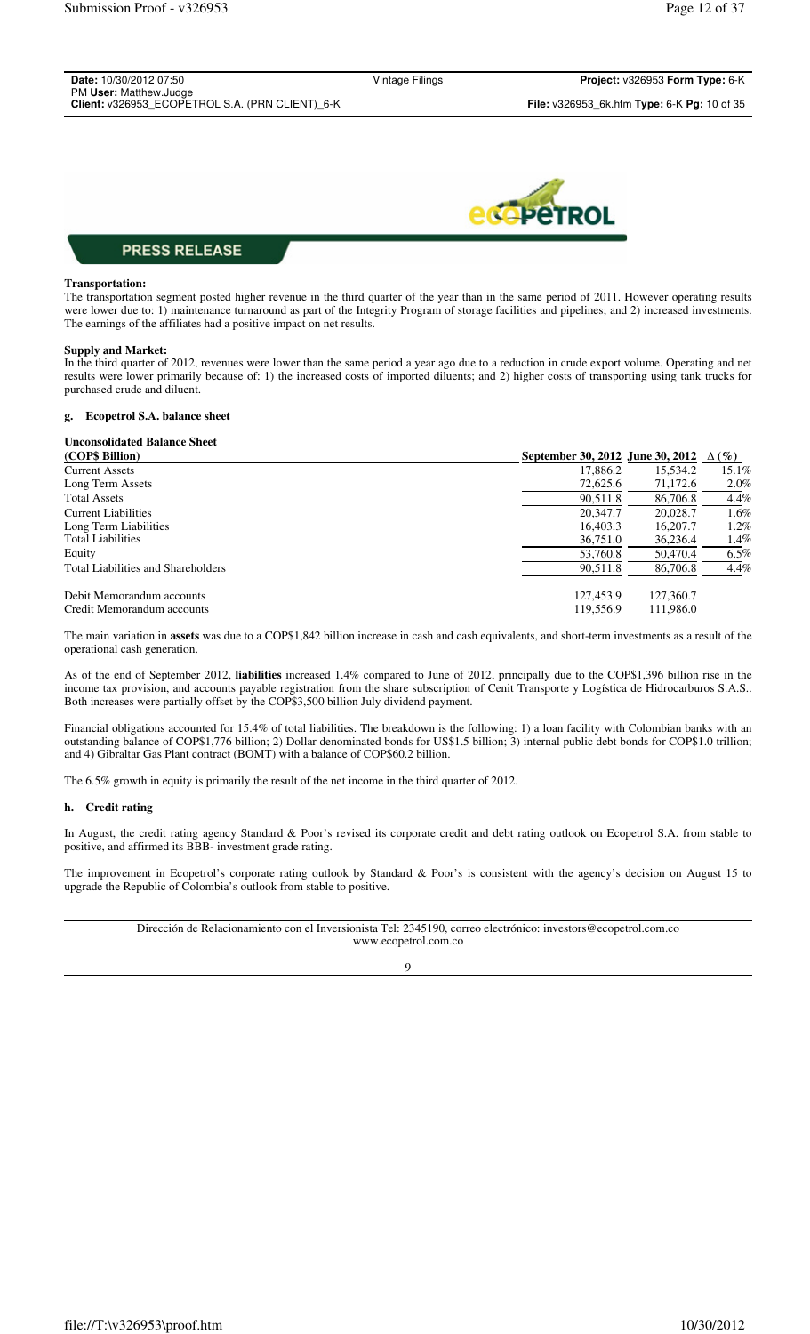**PRESS RELEASE**

**Transportation:**
The transportation segment posted higher revenue in the third quarter of the year than in the same period of 2011. However operating results were lower due to: 1) maintenance turnaround as part of the Integrity Program of storage facilities and pipelines; and 2) increased investments. The earnings of the affiliates had a positive impact on net results.

**Supply and Market:**
In the third quarter of 2012, revenues were lower than the same period a year ago due to a reduction in crude export volume. Operating and net results were lower primarily because of: 1) the increased costs of imported diluents; and 2) higher costs of transporting using tank trucks for purchased crude and diluent.

### g. Ecopetrol S.A. balance sheet

**Unconsolidated Balance Sheet**

| (COP$ Billion) | September 30, 2012 | June 30, 2012 | Δ (%) |
|---|---|---|---|
| Current Assets | 17,886.2 | 15,534.2 | 15.1% |
| Long Term Assets | 72,625.6 | 71,172.6 | 2.0% |
| Total Assets | 90,511.8 | 86,706.8 | 4.4% |
| Current Liabilities | 20,347.7 | 20,028.7 | 1.6% |
| Long Term Liabilities | 16,403.3 | 16,207.7 | 1.2% |
| Total Liabilities | 36,751.0 | 36,236.4 | 1.4% |
| Equity | 53,760.8 | 50,470.4 | 6.5% |
| Total Liabilities and Shareholders | 90,511.8 | 86,706.8 | 4.4% |
| Debit Memorandum accounts | 127,453.9 | 127,360.7 | |
| Credit Memorandum accounts | 119,556.9 | 111,986.0 | |

The main variation in **assets** was due to a COP$1,842 billion increase in cash and cash equivalents, and short-term investments as a result of the operational cash generation.

As of the end of September 2012, **liabilities** increased 1.4% compared to June of 2012, principally due to the COP$1,396 billion rise in the income tax provision, and accounts payable registration from the share subscription of Cenit Transporte y Logística de Hidrocarburos S.A.S.. Both increases were partially offset by the COP$3,500 billion July dividend payment.

Financial obligations accounted for 15.4% of total liabilities. The breakdown is the following: 1) a loan facility with Colombian banks with an outstanding balance of COP$1,776 billion; 2) Dollar denominated bonds for US$1.5 billion; 3) internal public debt bonds for COP$1.0 trillion; and 4) Gibraltar Gas Plant contract (BOMT) with a balance of COP$60.2 billion.

The 6.5% growth in equity is primarily the result of the net income in the third quarter of 2012.

### h. Credit rating

In August, the credit rating agency Standard & Poor's revised its corporate credit and debt rating outlook on Ecopetrol S.A. from stable to positive, and affirmed its BBB- investment grade rating.

The improvement in Ecopetrol's corporate rating outlook by Standard & Poor's is consistent with the agency's decision on August 15 to upgrade the Republic of Colombia's outlook from stable to positive.

Dirección de Relacionamiento con el Inversionista Tel: 2345190, correo electrónico: investors@ecopetrol.com.co
www.ecopetrol.com.co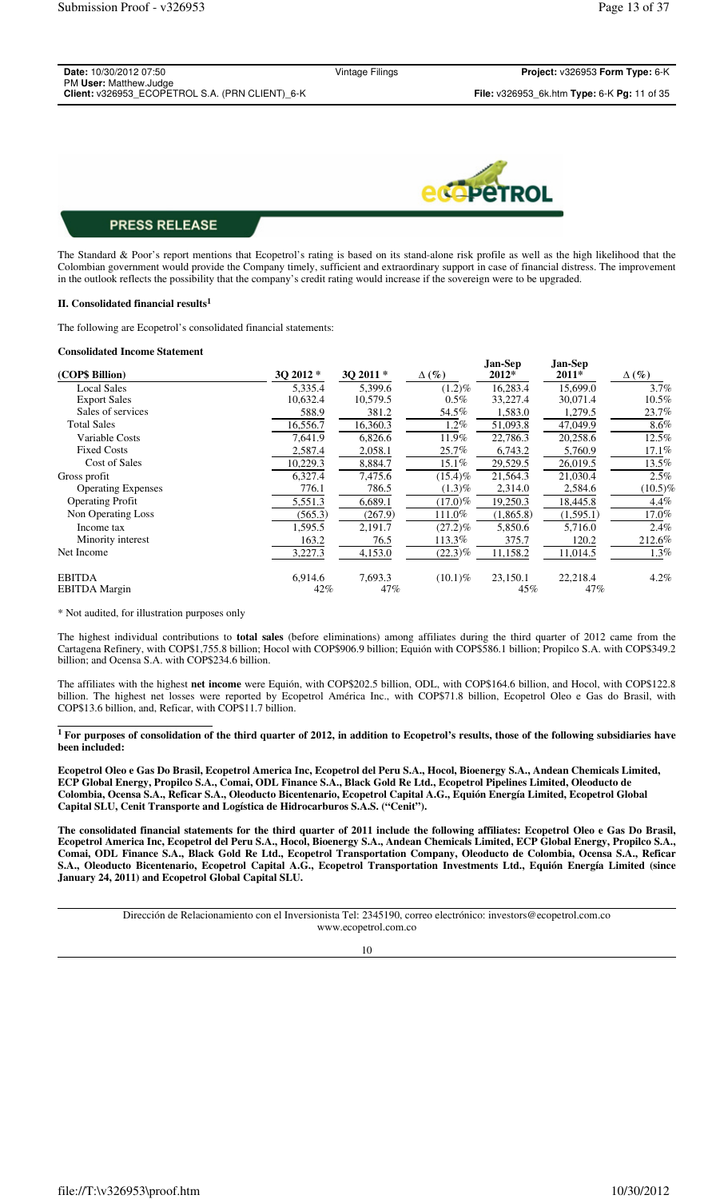**PRESS RELEASE**

The Standard & Poor's report mentions that Ecopetrol's rating is based on its stand-alone risk profile as well as the high likelihood that the Colombian government would provide the Company timely, sufficient and extraordinary support in case of financial distress. The improvement in the outlook reflects the possibility that the company's credit rating would increase if the sovereign were to be upgraded.

### II. Consolidated financial results[1]

The following are Ecopetrol's consolidated financial statements:

**Consolidated Income Statement**

| (COP$ Billion) | 3Q 2012 * | 3Q 2011 * | Δ (%) | Jan-Sep 2012* | Jan-Sep 2011* | Δ (%) |
|---|---|---|---|---|---|---|
| Local Sales | 5,335.4 | 5,399.6 | (1.2)% | 16,283.4 | 15,699.0 | 3.7% |
| Export Sales | 10,632.4 | 10,579.5 | 0.5% | 33,227.4 | 30,071.4 | 10.5% |
| Sales of services | 588.9 | 381.2 | 54.5% | 1,583.0 | 1,279.5 | 23.7% |
| Total Sales | 16,556.7 | 16,360.3 | 1.2% | 51,093.8 | 47,049.9 | 8.6% |
| Variable Costs | 7,641.9 | 6,826.6 | 11.9% | 22,786.3 | 20,258.6 | 12.5% |
| Fixed Costs | 2,587.4 | 2,058.1 | 25.7% | 6,743.2 | 5,760.9 | 17.1% |
| Cost of Sales | 10,229.3 | 8,884.7 | 15.1% | 29,529.5 | 26,019.5 | 13.5% |
| Gross profit | 6,327.4 | 7,475.6 | (15.4)% | 21,564.3 | 21,030.4 | 2.5% |
| Operating Expenses | 776.1 | 786.5 | (1.3)% | 2,314.0 | 2,584.6 | (10.5)% |
| Operating Profit | 5,551.3 | 6,689.1 | (17.0)% | 19,250.3 | 18,445.8 | 4.4% |
| Non Operating Loss | (565.3) | (267.9) | 111.0% | (1,865.8) | (1,595.1) | 17.0% |
| Income tax | 1,595.5 | 2,191.7 | (27.2)% | 5,850.6 | 5,716.0 | 2.4% |
| Minority interest | 163.2 | 76.5 | 113.3% | 375.7 | 120.2 | 212.6% |
| Net Income | 3,227.3 | 4,153.0 | (22.3)% | 11,158.2 | 11,014.5 | 1.3% |
| EBITDA | 6,914.6 | 7,693.3 | (10.1)% | 23,150.1 | 22,218.4 | 4.2% |
| EBITDA Margin | 42% | 47% | | 45% | 47% | |

\* Not audited, for illustration purposes only

The highest individual contributions to **total sales** (before eliminations) among affiliates during the third quarter of 2012 came from the Cartagena Refinery, with COP$1,755.8 billion; Hocol with COP$906.9 billion; Equión with COP$586.1 billion; Propilco S.A. with COP$349.2 billion; and Ocensa S.A. with COP$234.6 billion.

The affiliates with the highest **net income** were Equión, with COP$202.5 billion, ODL, with COP$164.6 billion, and Hocol, with COP$122.8 billion. The highest net losses were reported by Ecopetrol América Inc., with COP$71.8 billion, Ecopetrol Oleo e Gas do Brasil, with COP$13.6 billion, and, Reficar, with COP$11.7 billion.

**[1] For purposes of consolidation of the third quarter of 2012, in addition to Ecopetrol's results, those of the following subsidiaries have been included:**

**Ecopetrol Oleo e Gas Do Brasil, Ecopetrol America Inc, Ecopetrol del Peru S.A., Hocol, Bioenergy S.A., Andean Chemicals Limited, ECP Global Energy, Propilco S.A., Comai, ODL Finance S.A., Black Gold Re Ltd., Ecopetrol Pipelines Limited, Oleoducto de Colombia, Ocensa S.A., Reficar S.A., Oleoducto Bicentenario, Ecopetrol Capital A.G., Equión Energía Limited, Ecopetrol Global Capital SLU, Cenit Transporte and Logística de Hidrocarburos S.A.S. ("Cenit").**

**The consolidated financial statements for the third quarter of 2011 include the following affiliates: Ecopetrol Oleo e Gas Do Brasil, Ecopetrol America Inc, Ecopetrol del Peru S.A., Hocol, Bioenergy S.A., Andean Chemicals Limited, ECP Global Energy, Propilco S.A., Comai, ODL Finance S.A., Black Gold Re Ltd., Ecopetrol Transportation Company, Oleoducto de Colombia, Ocensa S.A., Reficar S.A., Oleoducto Bicentenario, Ecopetrol Capital A.G., Ecopetrol Transportation Investments Ltd., Equión Energía Limited (since January 24, 2011) and Ecopetrol Global Capital SLU.**

Dirección de Relacionamiento con el Inversionista Tel: 2345190, correo electrónico: investors@ecopetrol.com.co
www.ecopetrol.com.co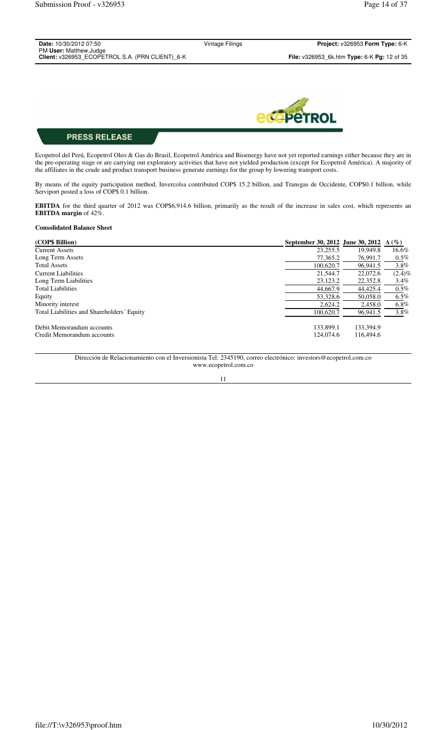PRESS RELEASE

Ecopetrol del Perú, Ecopetrol Oleo & Gas do Brasil, Ecopetrol América and Bioenergy have not yet reported earnings either because they are in the pre-operating stage or are carrying out exploratory activities that have not yielded production (except for Ecopetrol América). A majority of the affiliates in the crude and product transport business generate earnings for the group by lowering transport costs.

By means of the equity participation method, Invercolsa contributed COP$ 15.2 billion, and Transgas de Occidente, COP$0.1 billion, while Serviport posted a loss of COP$ 0.1 billion.

**EBITDA** for the third quarter of 2012 was COP$6,914.6 billion, primarily as the result of the increase in sales cost, which represents an **EBITDA margin** of 42%.

**Consolidated Balance Sheet**

| (COP$ Billion) | September 30, 2012 | June 30, 2012 | Δ (%) |
|---|---|---|---|
| Current Assets | 23,255.5 | 19,949.8 | 16.6% |
| Long Term Assets | 77,365.2 | 76,991.7 | 0.5% |
| Total Assets | 100,620.7 | 96,941.5 | 3.8% |
| Current Liabilities | 21,544.7 | 22,072.6 | (2.4)% |
| Long Term Liabilities | 23,123.2 | 22,352.8 | 3.4% |
| Total Liabilities | 44,667.9 | 44,425.4 | 0.5% |
| Equity | 53,328.6 | 50,058.0 | 6.5% |
| Minority interest | 2,624.2 | 2,458.0 | 6.8% |
| Total Liabilities and Shareholders´ Equity | 100,620.7 | 96,941.5 | 3.8% |
| | | | |
| Debit Memorandum accounts | 133,899.1 | 133,394.9 | |
| Credit Memorandum accounts | 124,074.6 | 116,494.6 | |

Dirección de Relacionamiento con el Inversionista Tel: 2345190, correo electrónico: investors@ecopetrol.com.co
www.ecopetrol.com.co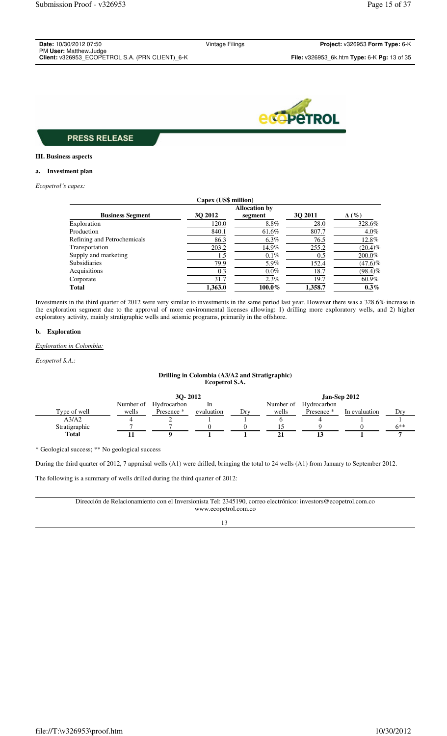PRESS RELEASE

**III. Business aspects**

**a. Investment plan**

*Ecopetrol´s capex:*

| Capex (US$ million) | | | | |
|---|---|---|---|---|
| **Business Segment** | **3Q 2012** | **Allocation by segment** | **3Q 2011** | **Δ (%)** |
| Exploration | 120.0 | 8.8% | 28.0 | 328.6% |
| Production | 840.1 | 61.6% | 807.7 | 4.0% |
| Refining and Petrochemicals | 86.3 | 6.3% | 76.5 | 12.8% |
| Transportation | 203.2 | 14.9% | 255.2 | (20.4)% |
| Supply and marketing | 1.5 | 0.1% | 0.5 | 200.0% |
| Subsidiaries | 79.9 | 5.9% | 152.4 | (47.6)% |
| Acquisitions | 0.3 | 0.0% | 18.7 | (98.4)% |
| Corporate | 31.7 | 2.3% | 19.7 | 60.9% |
| **Total** | **1,363.0** | **100.0%** | **1,358.7** | **0.3%** |

Investments in the third quarter of 2012 were very similar to investments in the same period last year. However there was a 328.6% increase in the exploration segment due to the approval of more environmental licenses allowing: 1) drilling more exploratory wells, and 2) higher exploratory activity, mainly stratigraphic wells and seismic programs, primarily in the offshore.

**b. Exploration**

*Exploration in Colombia:*

*Ecopetrol S.A.:*

**Drilling in Colombia (A3/A2 and Stratigraphic)**
**Ecopetrol S.A.**

| | **3Q- 2012** | | | | **Jan-Sep 2012** | | | |
|---|---|---|---|---|---|---|---|---|
| Type of well | Number of wells | Hydrocarbon Presence * | In evaluation | Dry | Number of wells | Hydrocarbon Presence * | In evaluation | Dry |
| A3/A2 | 4 | 2 | 1 | 1 | 6 | 4 | 1 | 1 |
| Stratigraphic | 7 | 7 | 0 | 0 | 15 | 9 | 0 | 6** |
| **Total** | **11** | **9** | **1** | **1** | **21** | **13** | **1** | **7** |

* Geological success; ** No geological success

During the third quarter of 2012, 7 appraisal wells (A1) were drilled, bringing the total to 24 wells (A1) from January to September 2012.

The following is a summary of wells drilled during the third quarter of 2012:

Dirección de Relacionamiento con el Inversionista Tel: 2345190, correo electrónico: investors@ecopetrol.com.co
www.ecopetrol.com.co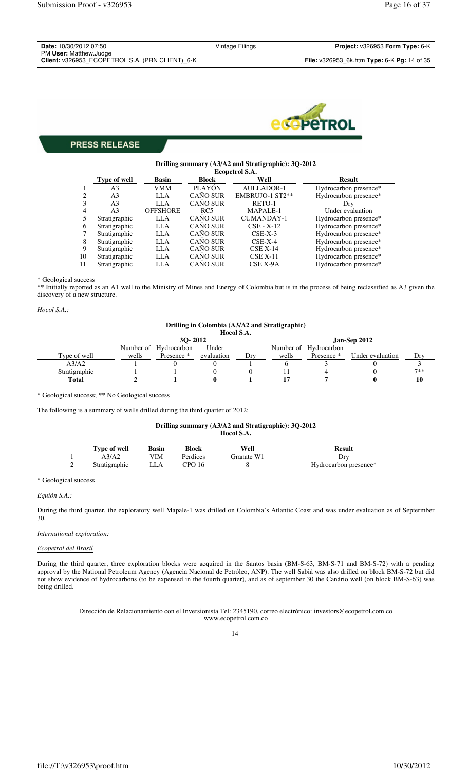**PRESS RELEASE**

**Drilling summary (A3/A2 and Stratigraphic): 3Q-2012**
**Ecopetrol S.A.**

| | Type of well | Basin | Block | Well | Result |
|---|---|---|---|---|---|
| 1 | A3 | VMM | PLAYÓN | AULLADOR-1 | Hydrocarbon presence* |
| 2 | A3 | LLA | CAÑO SUR | EMBRUJO-1 ST2** | Hydrocarbon presence* |
| 3 | A3 | LLA | CAÑO SUR | RETO-1 | Dry |
| 4 | A3 | OFFSHORE | RC5 | MAPALE-1 | Under evaluation |
| 5 | Stratigraphic | LLA | CAÑO SUR | CUMANDAY-1 | Hydrocarbon presence* |
| 6 | Stratigraphic | LLA | CAÑO SUR | CSE - X-12 | Hydrocarbon presence* |
| 7 | Stratigraphic | LLA | CAÑO SUR | CSE-X-3 | Hydrocarbon presence* |
| 8 | Stratigraphic | LLA | CAÑO SUR | CSE-X-4 | Hydrocarbon presence* |
| 9 | Stratigraphic | LLA | CAÑO SUR | CSE X-14 | Hydrocarbon presence* |
| 10 | Stratigraphic | LLA | CAÑO SUR | CSE X-11 | Hydrocarbon presence* |
| 11 | Stratigraphic | LLA | CAÑO SUR | CSE X-9A | Hydrocarbon presence* |

* Geological success
** Initially reported as an A1 well to the Ministry of Mines and Energy of Colombia but is in the process of being reclassified as A3 given the discovery of a new structure.

*Hocol S.A.:*

**Drilling in Colombia (A3/A2 and Stratigraphic)**
**Hocol S.A.**

| | 3Q- 2012 | | | | Jan-Sep 2012 | | | |
|---|---|---|---|---|---|---|---|---|
| Type of well | Number of wells | Hydrocarbon Presence * | Under evaluation | Dry | Number of wells | Hydrocarbon Presence * | Under evaluation | Dry |
| A3/A2 | 1 | 0 | 0 | 1 | 6 | 3 | 0 | 3 |
| Stratigraphic | 1 | 1 | 0 | 0 | 11 | 4 | 0 | 7** |
| **Total** | **2** | **1** | **0** | **1** | **17** | **7** | **0** | **10** |

* Geological success; ** No Geological success

The following is a summary of wells drilled during the third quarter of 2012:

**Drilling summary (A3/A2 and Stratigraphic): 3Q-2012**
**Hocol S.A.**

| | Type of well | Basin | Block | Well | Result |
|---|---|---|---|---|---|
| 1 | A3/A2 | VIM | Perdices | Granate W1 | Dry |
| 2 | Stratigraphic | LLA | CPO 16 | 8 | Hydrocarbon presence* |

* Geological success

*Equión S.A.:*

During the third quarter, the exploratory well Mapale-1 was drilled on Colombia's Atlantic Coast and was under evaluation as of Septermber 30.

*International exploration:*

*Ecopetrol del Brasil*

During the third quarter, three exploration blocks were acquired in the Santos basin (BM-S-63, BM-S-71 and BM-S-72) with a pending approval by the National Petroleum Agency (Agencia Nacional de Petróleo, ANP). The well Sabiá was also drilled on block BM-S-72 but did not show evidence of hydrocarbons (to be expensed in the fourth quarter), and as of september 30 the Canário well (on block BM-S-63) was being drilled.

Dirección de Relacionamiento con el Inversionista Tel: 2345190, correo electrónico: investors@ecopetrol.com.co
www.ecopetrol.com.co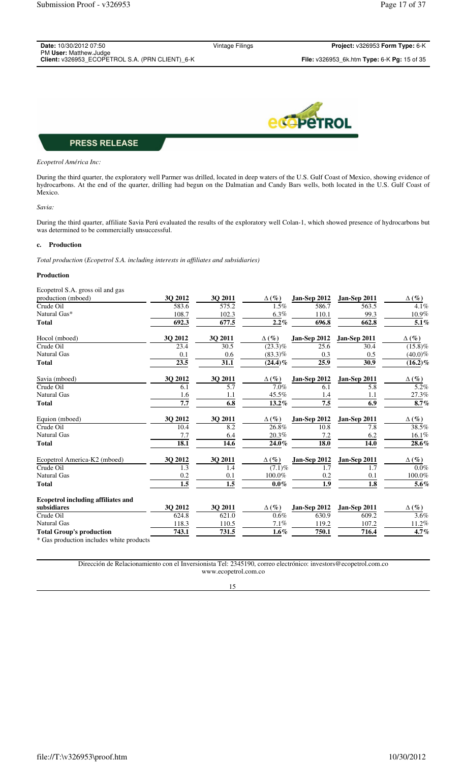PRESS RELEASE

*Ecopetrol América Inc:*

During the third quarter, the exploratory well Parmer was drilled, located in deep waters of the U.S. Gulf Coast of Mexico, showing evidence of hydrocarbons. At the end of the quarter, drilling had begun on the Dalmatian and Candy Bars wells, both located in the U.S. Gulf Coast of Mexico.

*Savia:*

During the third quarter, affiliate Savia Perú evaluated the results of the exploratory well Colan-1, which showed presence of hydrocarbons but was determined to be commercially unsuccessful.

### c. Production

*Total production (Ecopetrol S.A. including interests in affiliates and subsidiaries)*

**Production**

| Ecopetrol S.A. gross oil and gas production (mboed) | 3Q 2012 | 3Q 2011 | Δ (%) | Jan-Sep 2012 | Jan-Sep 2011 | Δ (%) |
|---|---|---|---|---|---|---|
| Crude Oil | 583.6 | 575.2 | 1.5% | 586.7 | 563.5 | 4.1% |
| Natural Gas* | 108.7 | 102.3 | 6.3% | 110.1 | 99.3 | 10.9% |
| **Total** | **692.3** | **677.5** | **2.2%** | **696.8** | **662.8** | **5.1%** |
| Hocol (mboed) | 3Q 2012 | 3Q 2011 | Δ (%) | Jan-Sep 2012 | Jan-Sep 2011 | Δ (%) |
| Crude Oil | 23.4 | 30.5 | (23.3)% | 25.6 | 30.4 | (15.8)% |
| Natural Gas | 0.1 | 0.6 | (83.3)% | 0.3 | 0.5 | (40.0)% |
| **Total** | **23.5** | **31.1** | **(24.4)%** | **25.9** | **30.9** | **(16.2)%** |
| Savia (mboed) | 3Q 2012 | 3Q 2011 | Δ (%) | Jan-Sep 2012 | Jan-Sep 2011 | Δ (%) |
| Crude Oil | 6.1 | 5.7 | 7.0% | 6.1 | 5.8 | 5.2% |
| Natural Gas | 1.6 | 1.1 | 45.5% | 1.4 | 1.1 | 27.3% |
| **Total** | **7.7** | **6.8** | **13.2%** | **7.5** | **6.9** | **8.7%** |
| Equion (mboed) | 3Q 2012 | 3Q 2011 | Δ (%) | Jan-Sep 2012 | Jan-Sep 2011 | Δ (%) |
| Crude Oil | 10.4 | 8.2 | 26.8% | 10.8 | 7.8 | 38.5% |
| Natural Gas | 7.7 | 6.4 | 20.3% | 7.2 | 6.2 | 16.1% |
| **Total** | **18.1** | **14.6** | **24.0%** | **18.0** | **14.0** | **28.6%** |
| Ecopetrol America-K2 (mboed) | 3Q 2012 | 3Q 2011 | Δ (%) | Jan-Sep 2012 | Jan-Sep 2011 | Δ (%) |
| Crude Oil | 1.3 | 1.4 | (7.1)% | 1.7 | 1.7 | 0.0% |
| Natural Gas | 0.2 | 0.1 | 100.0% | 0.2 | 0.1 | 100.0% |
| **Total** | **1.5** | **1.5** | **0.0%** | **1.9** | **1.8** | **5.6%** |
| **Ecopetrol including affiliates and subsidiares** | 3Q 2012 | 3Q 2011 | Δ (%) | Jan-Sep 2012 | Jan-Sep 2011 | Δ (%) |
| Crude Oil | 624.8 | 621.0 | 0.6% | 630.9 | 609.2 | 3.6% |
| Natural Gas | 118.3 | 110.5 | 7.1% | 119.2 | 107.2 | 11.2% |
| **Total Group's production** | **743.1** | **731.5** | **1.6%** | **750.1** | **716.4** | **4.7%** |

* Gas production includes white products

Dirección de Relacionamiento con el Inversionista Tel: 2345190, correo electrónico: investors@ecopetrol.com.co
www.ecopetrol.com.co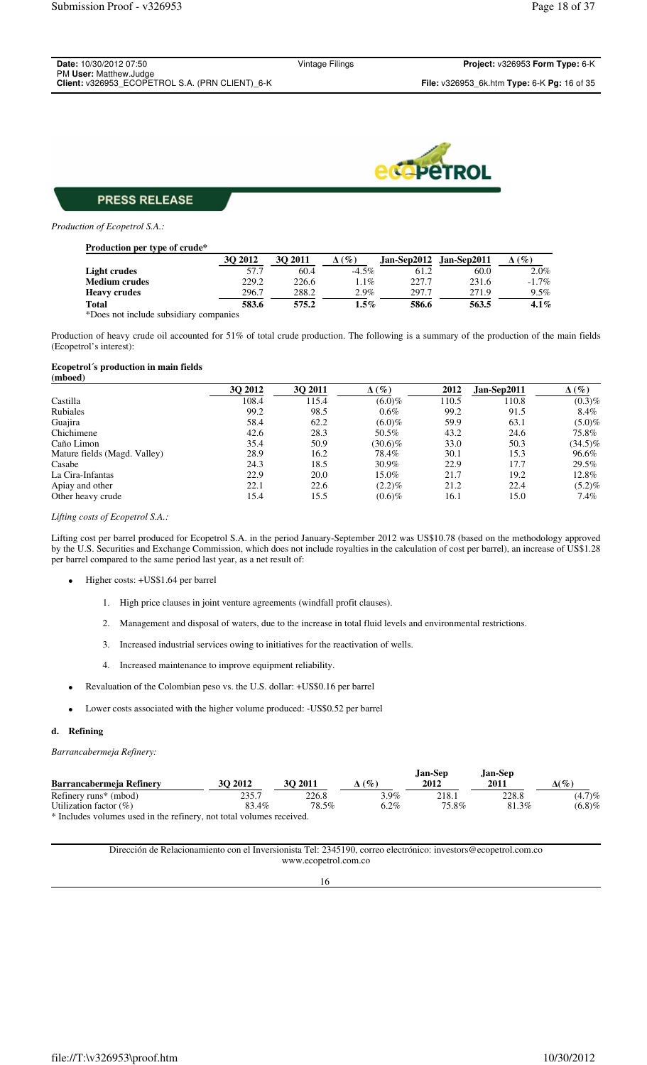**PRESS RELEASE**

*Production of Ecopetrol S.A.:*

**Production per type of crude***

| | 3Q 2012 | 3Q 2011 | Δ (%) | Jan-Sep2012 | Jan-Sep2011 | Δ (%) |
|---|---|---|---|---|---|---|
| **Light crudes** | 57.7 | 60.4 | -4.5% | 61.2 | 60.0 | 2.0% |
| **Medium crudes** | 229.2 | 226.6 | 1.1% | 227.7 | 231.6 | -1.7% |
| **Heavy crudes** | 296.7 | 288.2 | 2.9% | 297.7 | 271.9 | 9.5% |
| **Total** | **583.6** | **575.2** | **1.5%** | **586.6** | **563.5** | **4.1%** |

*Does not include subsidiary companies

Production of heavy crude oil accounted for 51% of total crude production. The following is a summary of the production of the main fields (Ecopetrol's interest):

**Ecopetrol´s production in main fields (mboed)**

| | 3Q 2012 | 3Q 2011 | Δ (%) | 2012 | Jan-Sep2011 | Δ (%) |
|---|---|---|---|---|---|---|
| Castilla | 108.4 | 115.4 | (6.0)% | 110.5 | 110.8 | (0.3)% |
| Rubiales | 99.2 | 98.5 | 0.6% | 99.2 | 91.5 | 8.4% |
| Guajira | 58.4 | 62.2 | (6.0)% | 59.9 | 63.1 | (5.0)% |
| Chichimene | 42.6 | 28.3 | 50.5% | 43.2 | 24.6 | 75.8% |
| Caño Limon | 35.4 | 50.9 | (30.6)% | 33.0 | 50.3 | (34.5)% |
| Mature fields (Magd. Valley) | 28.9 | 16.2 | 78.4% | 30.1 | 15.3 | 96.6% |
| Casabe | 24.3 | 18.5 | 30.9% | 22.9 | 17.7 | 29.5% |
| La Cira-Infantas | 22.9 | 20.0 | 15.0% | 21.7 | 19.2 | 12.8% |
| Apiay and other | 22.1 | 22.6 | (2.2)% | 21.2 | 22.4 | (5.2)% |
| Other heavy crude | 15.4 | 15.5 | (0.6)% | 16.1 | 15.0 | 7.4% |

*Lifting costs of Ecopetrol S.A.:*

Lifting cost per barrel produced for Ecopetrol S.A. in the period January-September 2012 was US$10.78 (based on the methodology approved by the U.S. Securities and Exchange Commission, which does not include royalties in the calculation of cost per barrel), an increase of US$1.28 per barrel compared to the same period last year, as a net result of:

- Higher costs: +US$1.64 per barrel
  1. High price clauses in joint venture agreements (windfall profit clauses).
  2. Management and disposal of waters, due to the increase in total fluid levels and environmental restrictions.
  3. Increased industrial services owing to initiatives for the reactivation of wells.
  4. Increased maintenance to improve equipment reliability.
- Revaluation of the Colombian peso vs. the U.S. dollar: +US$0.16 per barrel
- Lower costs associated with the higher volume produced: -US$0.52 per barrel

### d. Refining

*Barrancabermeja Refinery:*

| Barrancabermeja Refinery | 3Q 2012 | 3Q 2011 | Δ (%) | Jan-Sep 2012 | Jan-Sep 2011 | Δ(%) |
|---|---|---|---|---|---|---|
| Refinery runs* (mbod) | 235.7 | 226.8 | 3.9% | 218.1 | 228.8 | (4.7)% |
| Utilization factor (%) | 83.4% | 78.5% | 6.2% | 75.8% | 81.3% | (6.8)% |

* Includes volumes used in the refinery, not total volumes received.

Dirección de Relacionamiento con el Inversionista Tel: 2345190, correo electrónico: investors@ecopetrol.com.co
www.ecopetrol.com.co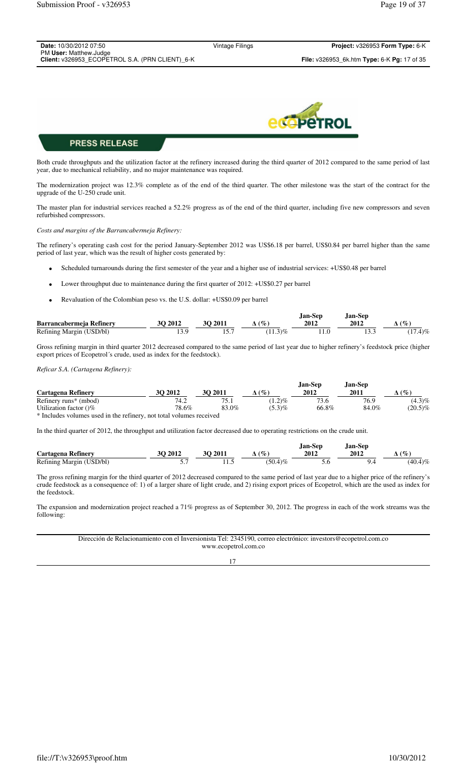Both crude throughputs and the utilization factor at the refinery increased during the third quarter of 2012 compared to the same period of last year, due to mechanical reliability, and no major maintenance was required.

The modernization project was 12.3% complete as of the end of the third quarter. The other milestone was the start of the contract for the upgrade of the U-250 crude unit.

The master plan for industrial services reached a 52.2% progress as of the end of the third quarter, including five new compressors and seven refurbished compressors.

*Costs and margins of the Barrancabermeja Refinery:*

The refinery's operating cash cost for the period January-September 2012 was US$6.18 per barrel, US$0.84 per barrel higher than the same period of last year, which was the result of higher costs generated by:

- Scheduled turnarounds during the first semester of the year and a higher use of industrial services: +US$0.48 per barrel
- Lower throughput due to maintenance during the first quarter of 2012: +US$0.27 per barrel
- Revaluation of the Colombian peso vs. the U.S. dollar: +US$0.09 per barrel

| Barrancabermeja Refinery | 3Q 2012 | 3Q 2011 | Δ (%) | Jan-Sep 2012 | Jan-Sep 2012 | Δ (%) |
|---|---|---|---|---|---|---|
| Refining Margin (USD/bl) | 13.9 | 15.7 | (11.3)% | 11.0 | 13.3 | (17.4)% |

Gross refining margin in third quarter 2012 decreased compared to the same period of last year due to higher refinery's feedstock price (higher export prices of Ecopetrol´s crude, used as index for the feedstock).

*Reficar S.A. (Cartagena Refinery):*

| Cartagena Refinery | 3Q 2012 | 3Q 2011 | Δ (%) | Jan-Sep 2012 | Jan-Sep 2011 | Δ (%) |
|---|---|---|---|---|---|---|
| Refinery runs* (mbod) | 74.2 | 75.1 | (1.2)% | 73.6 | 76.9 | (4.3)% |
| Utilization factor ()% | 78.6% | 83.0% | (5.3)% | 66.8% | 84.0% | (20.5)% |

\* Includes volumes used in the refinery, not total volumes received

In the third quarter of 2012, the throughput and utilization factor decreased due to operating restrictions on the crude unit.

| Cartagena Refinery | 3Q 2012 | 3Q 2011 | Δ (%) | Jan-Sep 2012 | Jan-Sep 2012 | Δ (%) |
|---|---|---|---|---|---|---|
| Refining Margin (USD/bl) | 5.7 | 11.5 | (50.4)% | 5.6 | 9.4 | (40.4)% |

The gross refining margin for the third quarter of 2012 decreased compared to the same period of last year due to a higher price of the refinery's crude feedstock as a consequence of: 1) of a larger share of light crude, and 2) rising export prices of Ecopetrol, which are the used as index for the feedstock.

The expansion and modernization project reached a 71% progress as of September 30, 2012. The progress in each of the work streams was the following:

Dirección de Relacionamiento con el Inversionista Tel: 2345190, correo electrónico: investors@ecopetrol.com.co
www.ecopetrol.com.co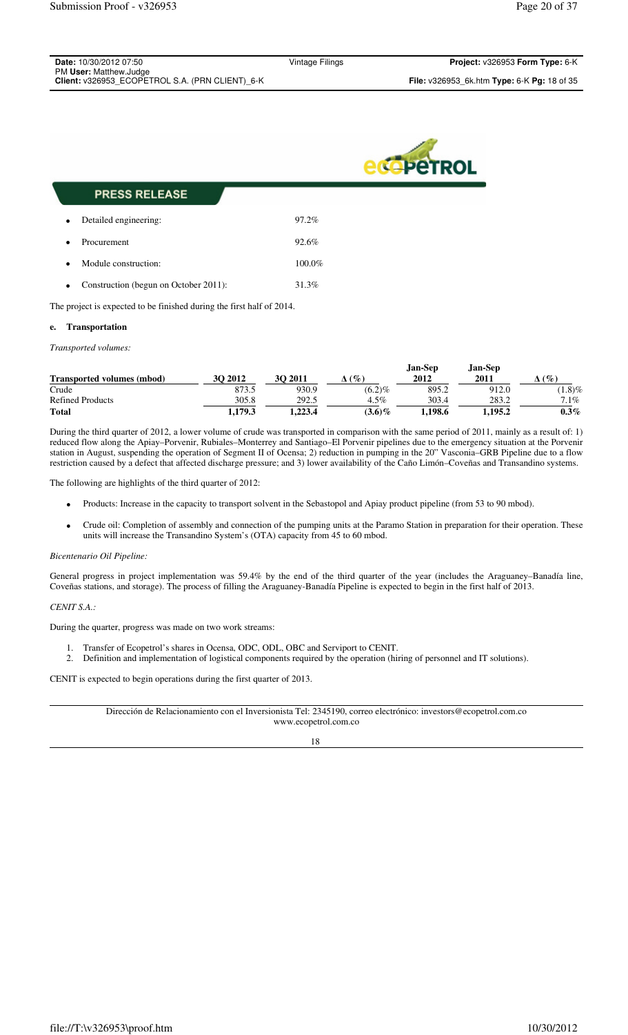- Detailed engineering: 97.2%
- Procurement 92.6%
- Module construction: 100.0%
- Construction (begun on October 2011): 31.3%

The project is expected to be finished during the first half of 2014.

#### e. Transportation

*Transported volumes:*

| Transported volumes (mbod) | 3Q 2012 | 3Q 2011 | Δ (%) | Jan-Sep 2012 | Jan-Sep 2011 | Δ (%) |
|---|---|---|---|---|---|---|
| Crude | 873.5 | 930.9 | (6.2)% | 895.2 | 912.0 | (1.8)% |
| Refined Products | 305.8 | 292.5 | 4.5% | 303.4 | 283.2 | 7.1% |
| **Total** | **1,179.3** | **1,223.4** | **(3.6)%** | **1,198.6** | **1,195.2** | **0.3%** |

During the third quarter of 2012, a lower volume of crude was transported in comparison with the same period of 2011, mainly as a result of: 1) reduced flow along the Apiay–Porvenir, Rubiales–Monterrey and Santiago–El Porvenir pipelines due to the emergency situation at the Porvenir station in August, suspending the operation of Segment II of Ocensa; 2) reduction in pumping in the 20" Vasconia–GRB Pipeline due to a flow restriction caused by a defect that affected discharge pressure; and 3) lower availability of the Caño Limón–Coveñas and Transandino systems.

The following are highlights of the third quarter of 2012:

- Products: Increase in the capacity to transport solvent in the Sebastopol and Apiay product pipeline (from 53 to 90 mbod).
- Crude oil: Completion of assembly and connection of the pumping units at the Paramo Station in preparation for their operation. These units will increase the Transandino System's (OTA) capacity from 45 to 60 mbod.

*Bicentenario Oil Pipeline:*

General progress in project implementation was 59.4% by the end of the third quarter of the year (includes the Araguaney–Banadía line, Coveñas stations, and storage). The process of filling the Araguaney-Banadía Pipeline is expected to begin in the first half of 2013.

*CENIT S.A.:*

During the quarter, progress was made on two work streams:

1. Transfer of Ecopetrol's shares in Ocensa, ODC, ODL, OBC and Serviport to CENIT.
2. Definition and implementation of logistical components required by the operation (hiring of personnel and IT solutions).

CENIT is expected to begin operations during the first quarter of 2013.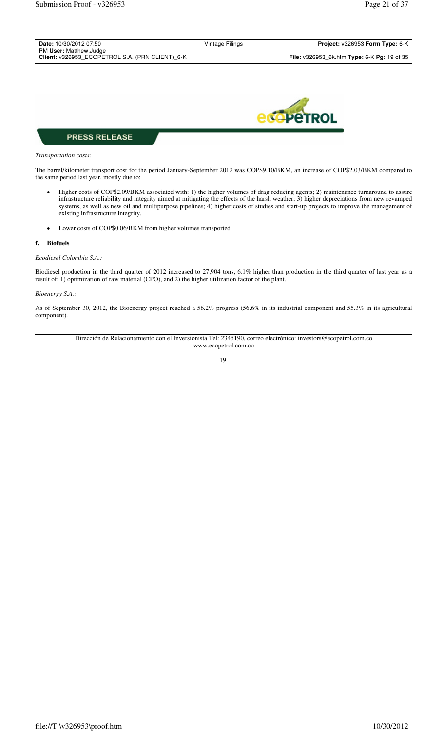PRESS RELEASE

*Transportation costs:*

The barrel/kilometer transport cost for the period January-September 2012 was COP$9.10/BKM, an increase of COP$2.03/BKM compared to the same period last year, mostly due to:

- Higher costs of COP$2.09/BKM associated with: 1) the higher volumes of drag reducing agents; 2) maintenance turnaround to assure infrastructure reliability and integrity aimed at mitigating the effects of the harsh weather; 3) higher depreciations from new revamped systems, as well as new oil and multipurpose pipelines; 4) higher costs of studies and start-up projects to improve the management of existing infrastructure integrity.

- Lower costs of COP$0.06/BKM from higher volumes transported

**f. Biofuels**

*Ecodiesel Colombia S.A.:*

Biodiesel production in the third quarter of 2012 increased to 27,904 tons, 6.1% higher than production in the third quarter of last year as a result of: 1) optimization of raw material (CPO), and 2) the higher utilization factor of the plant.

*Bioenergy S.A.:*

As of September 30, 2012, the Bioenergy project reached a 56.2% progress (56.6% in its industrial component and 55.3% in its agricultural component).

Dirección de Relacionamiento con el Inversionista Tel: 2345190, correo electrónico: investors@ecopetrol.com.co
www.ecopetrol.com.co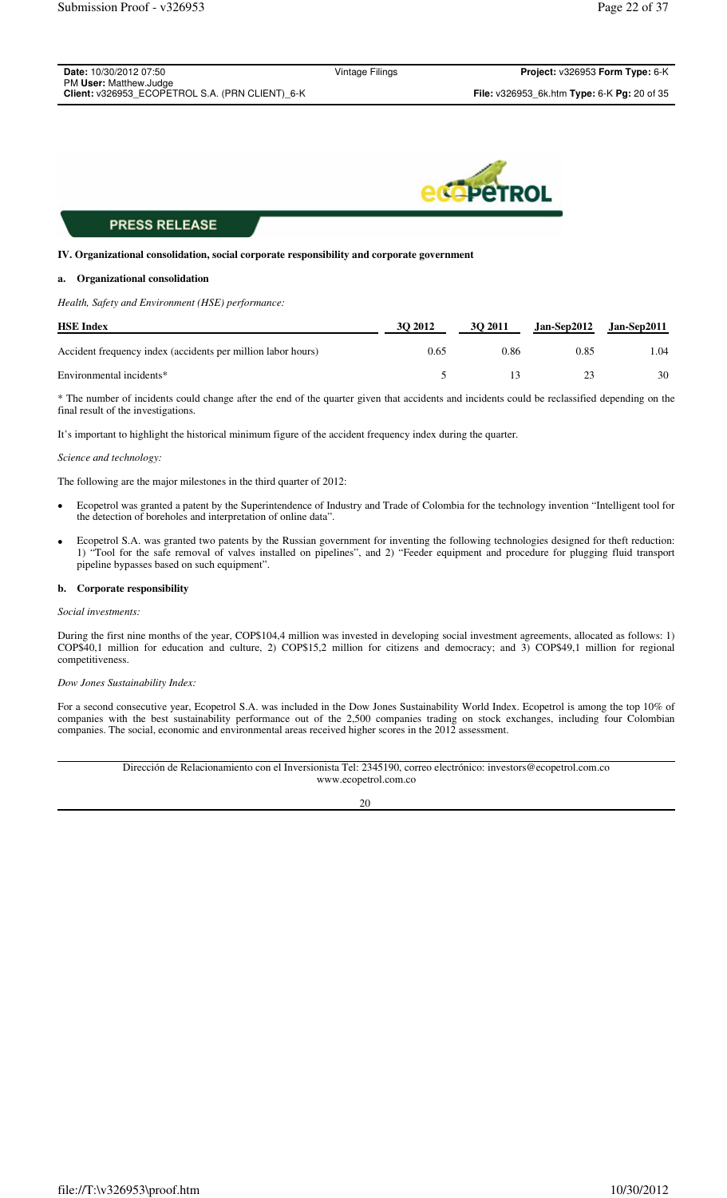**PRESS RELEASE**

**IV. Organizational consolidation, social corporate responsibility and corporate government**

**a. Organizational consolidation**

*Health, Safety and Environment (HSE) performance:*

| HSE Index | 3Q 2012 | 3Q 2011 | Jan-Sep2012 | Jan-Sep2011 |
|---|---|---|---|---|
| Accident frequency index (accidents per million labor hours) | 0.65 | 0.86 | 0.85 | 1.04 |
| Environmental incidents* | 5 | 13 | 23 | 30 |

\* The number of incidents could change after the end of the quarter given that accidents and incidents could be reclassified depending on the final result of the investigations.

It's important to highlight the historical minimum figure of the accident frequency index during the quarter.

*Science and technology:*

The following are the major milestones in the third quarter of 2012:

- Ecopetrol was granted a patent by the Superintendence of Industry and Trade of Colombia for the technology invention "Intelligent tool for the detection of boreholes and interpretation of online data".
- Ecopetrol S.A. was granted two patents by the Russian government for inventing the following technologies designed for theft reduction: 1) "Tool for the safe removal of valves installed on pipelines", and 2) "Feeder equipment and procedure for plugging fluid transport pipeline bypasses based on such equipment".

**b. Corporate responsibility**

*Social investments:*

During the first nine months of the year, COP$104,4 million was invested in developing social investment agreements, allocated as follows: 1) COP$40,1 million for education and culture, 2) COP$15,2 million for citizens and democracy; and 3) COP$49,1 million for regional competitiveness.

*Dow Jones Sustainability Index:*

For a second consecutive year, Ecopetrol S.A. was included in the Dow Jones Sustainability World Index. Ecopetrol is among the top 10% of companies with the best sustainability performance out of the 2,500 companies trading on stock exchanges, including four Colombian companies. The social, economic and environmental areas received higher scores in the 2012 assessment.

Dirección de Relacionamiento con el Inversionista Tel: 2345190, correo electrónico: investors@ecopetrol.com.co
www.ecopetrol.com.co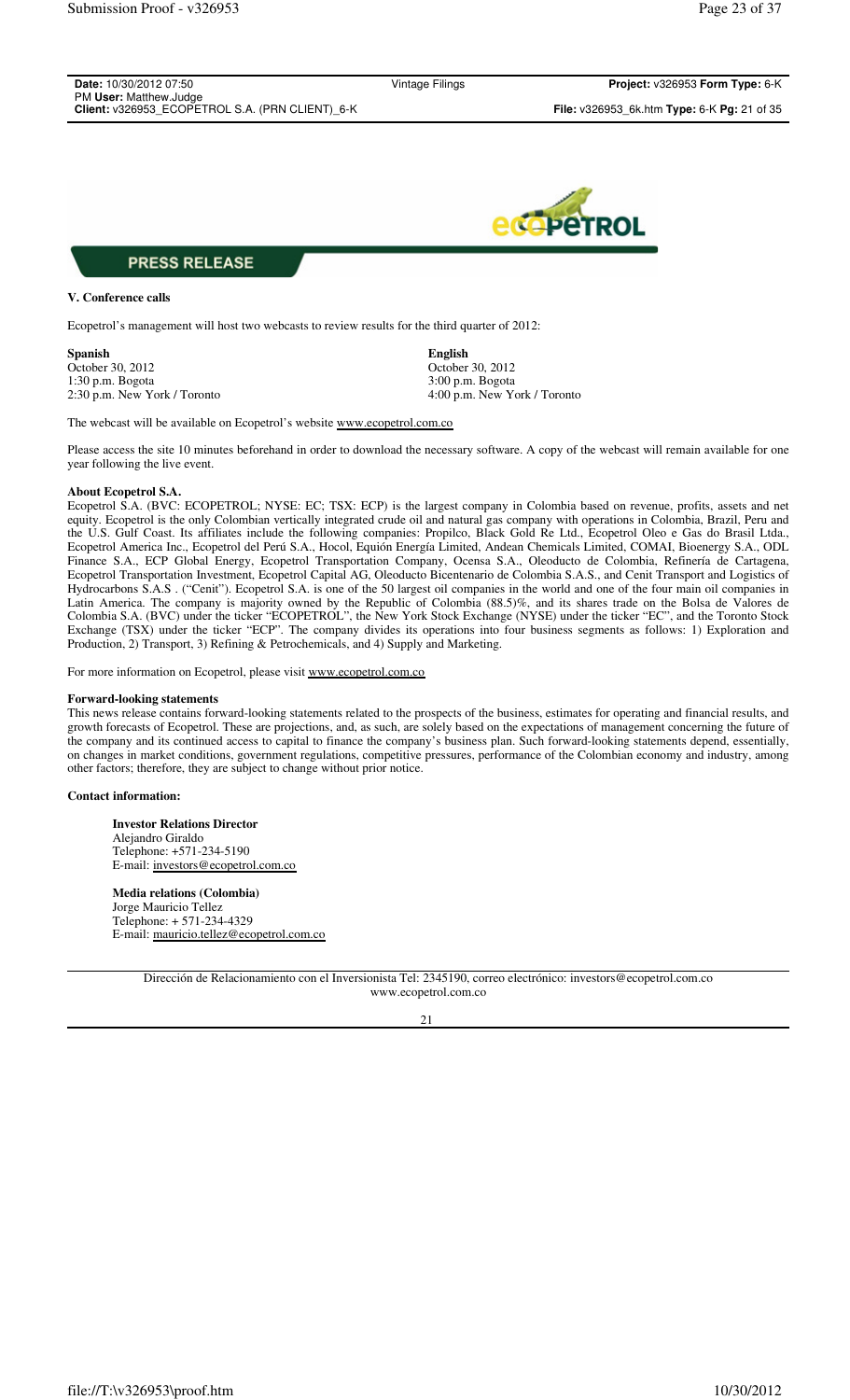**PRESS RELEASE**

### V. Conference calls

Ecopetrol's management will host two webcasts to review results for the third quarter of 2012:

| **Spanish** | **English** |
|---|---|
| October 30, 2012 | October 30, 2012 |
| 1:30 p.m. Bogota | 3:00 p.m. Bogota |
| 2:30 p.m. New York / Toronto | 4:00 p.m. New York / Toronto |

The webcast will be available on Ecopetrol's website www.ecopetrol.com.co

Please access the site 10 minutes beforehand in order to download the necessary software. A copy of the webcast will remain available for one year following the live event.

**About Ecopetrol S.A.**

Ecopetrol S.A. (BVC: ECOPETROL; NYSE: EC; TSX: ECP) is the largest company in Colombia based on revenue, profits, assets and net equity. Ecopetrol is the only Colombian vertically integrated crude oil and natural gas company with operations in Colombia, Brazil, Peru and the U.S. Gulf Coast. Its affiliates include the following companies: Propilco, Black Gold Re Ltd., Ecopetrol Oleo e Gas do Brasil Ltda., Ecopetrol America Inc., Ecopetrol del Perú S.A., Hocol, Equión Energía Limited, Andean Chemicals Limited, COMAI, Bioenergy S.A., ODL Finance S.A., ECP Global Energy, Ecopetrol Transportation Investment, Ecopetrol Capital AG, Oleoducto Bicentenario de Colombia S.A.S., and Cenit Transport and Logistics of Hydrocarbons S.A.S . ("Cenit"). Ecopetrol S.A. is one of the 50 largest oil companies in the world and one of the four main oil companies in Latin America. The company is majority owned by the Republic of Colombia (88.5)%, and its shares trade on the Bolsa de Valores de Colombia S.A. (BVC) under the ticker "ECOPETROL", the New York Stock Exchange (NYSE) under the ticker "EC", and the Toronto Stock Exchange (TSX) under the ticker "ECP". The company divides its operations into four business segments as follows: 1) Exploration and Production, 2) Transport, 3) Refining & Petrochemicals, and 4) Supply and Marketing.

For more information on Ecopetrol, please visit www.ecopetrol.com.co

**Forward-looking statements**

This news release contains forward-looking statements related to the prospects of the business, estimates for operating and financial results, and growth forecasts of Ecopetrol. These are projections, and, as such, are solely based on the expectations of management concerning the future of the company and its continued access to capital to finance the company's business plan. Such forward-looking statements depend, essentially, on changes in market conditions, government regulations, competitive pressures, performance of the Colombian economy and industry, among other factors; therefore, they are subject to change without prior notice.

**Contact information:**

**Investor Relations Director**
Alejandro Giraldo
Telephone: +571-234-5190
E-mail: investors@ecopetrol.com.co

**Media relations (Colombia)**
Jorge Mauricio Tellez
Telephone: + 571-234-4329
E-mail: mauricio.tellez@ecopetrol.com.co

Dirección de Relacionamiento con el Inversionista Tel: 2345190, correo electrónico: investors@ecopetrol.com.co
www.ecopetrol.com.co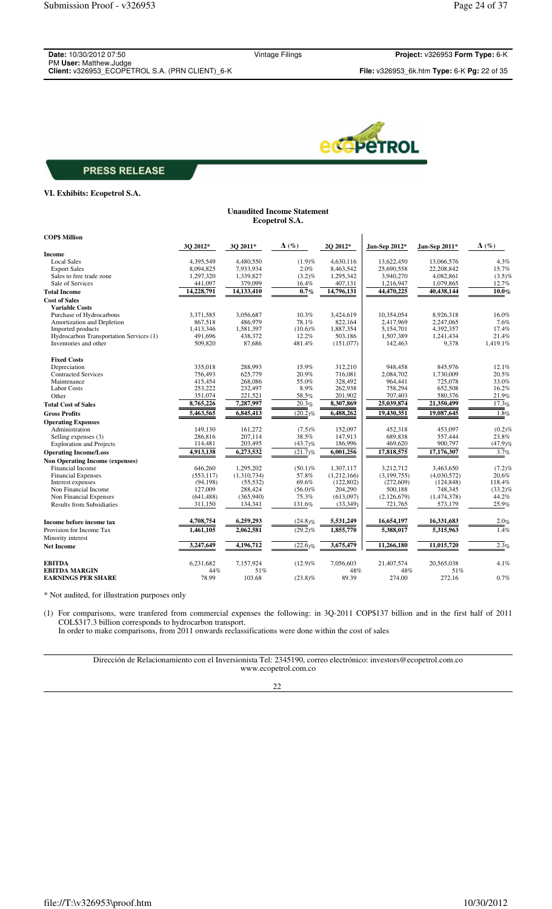**PRESS RELEASE**

**VI. Exhibits: Ecopetrol S.A.**

**Unaudited Income Statement**
**Ecopetrol S.A.**

| COP$ Million | 3Q 2012* | 3Q 2011* | Δ (%) | 2Q 2012* | Jan-Sep 2012* | Jan-Sep 2011* | Δ (%) |
|---|---|---|---|---|---|---|---|
| **Income** | | | | | | | |
| Local Sales | 4,395,549 | 4,480,550 | (1.9)% | 4,630,116 | 13,622,450 | 13,066,576 | 4.3% |
| Export Sales | 8,094,825 | 7,933,934 | 2.0% | 8,463,542 | 25,690,558 | 22,208,842 | 15.7% |
| Sales to free trade zone | 1,297,320 | 1,339,827 | (3.2)% | 1,295,342 | 3,940,270 | 4,082,861 | (3.5)% |
| Sale of Services | 441,097 | 379,099 | 16.4% | 407,131 | 1,216,947 | 1,079,865 | 12.7% |
| **Total Income** | **14,228,791** | **14,133,410** | **0.7%** | **14,796,131** | **44,470,225** | **40,438,144** | **10.0%** |
| **Cost of Sales** | | | | | | | |
| **Variable Costs** | | | | | | | |
| Purchase of Hydrocarbons | 3,371,585 | 3,056,687 | 10.3% | 3,424,619 | 10,354,054 | 8,926,318 | 16.0% |
| Amortization and Depletion | 867,518 | 486,979 | 78.1% | 822,164 | 2,417,969 | 2,247,065 | 7.6% |
| Imported products | 1,413,346 | 1,581,397 | (10.6)% | 1,887,354 | 5,154,701 | 4,392,357 | 17.4% |
| Hydrocarbon Transportation Services (1) | 491,696 | 438,372 | 12.2% | 503,186 | 1,507,389 | 1,241,434 | 21.4% |
| Inventories and other | 509,820 | 87,686 | 481.4% | (151,077) | 142,463 | 9,378 | 1,419.1% |
| **Fixed Costs** | | | | | | | |
| Depreciation | 335,018 | 288,993 | 15.9% | 312,210 | 948,458 | 845,976 | 12.1% |
| Contracted Services | 756,493 | 625,779 | 20.9% | 716,081 | 2,084,702 | 1,730,009 | 20.5% |
| Maintenance | 415,454 | 268,086 | 55.0% | 328,492 | 964,441 | 725,078 | 33.0% |
| Labor Costs | 253,222 | 232,497 | 8.9% | 262,938 | 758,294 | 652,508 | 16.2% |
| Other | 351,074 | 221,521 | 58.5% | 201,902 | 707,403 | 580,376 | 21.9% |
| **Total Cost of Sales** | **8,765,226** | **7,287,997** | **20.3%** | **8,307,869** | **25,039,874** | **21,350,499** | **17.3%** |
| **Gross Profits** | **5,463,565** | **6,845,413** | **(20.2)%** | **6,488,262** | **19,430,351** | **19,087,645** | **1.8%** |
| **Operating Expenses** | | | | | | | |
| Administration | 149,130 | 161,272 | (7.5)% | 152,097 | 452,318 | 453,097 | (0.2)% |
| Selling expenses (3) | 286,816 | 207,114 | 38.5% | 147,913 | 689,838 | 557,444 | 23.8% |
| Exploration and Projects | 114,481 | 203,495 | (43.7)% | 186,996 | 469,620 | 900,797 | (47.9)% |
| **Operating Income/Loss** | **4,913,138** | **6,273,532** | **(21.7)%** | **6,001,256** | **17,818,575** | **17,176,307** | **3.7%** |
| **Non Operating Income (expenses)** | | | | | | | |
| Financial Income | 646,260 | 1,295,202 | (50.1)% | 1,307,117 | 3,212,712 | 3,463,650 | (7.2)% |
| Financial Expenses | (553,117) | (1,310,734) | 57.8% | (1,212,166) | (3,199,755) | (4,030,572) | 20.6% |
| Interest expenses | (94,198) | (55,532) | 69.6% | (122,802) | (272,609) | (124,848) | 118.4% |
| Non Financial Income | 127,009 | 288,424 | (56.0)% | 204,290 | 500,188 | 748,345 | (33.2)% |
| Non Financial Expenses | (641,488) | (365,940) | 75.3% | (613,097) | (2,126,679) | (1,474,378) | 44.2% |
| Results from Subsidiaries | 311,150 | 134,341 | 131.6% | (33,349) | 721,765 | 573,179 | 25.9% |
| **Income before income tax** | **4,708,754** | **6,259,293** | **(24.8)%** | **5,531,249** | **16,654,197** | **16,331,683** | **2.0%** |
| Provision for Income Tax | 1,461,105 | 2,062,581 | (29.2)% | 1,855,770 | 5,388,017 | 5,315,963 | 1.4% |
| Minority interest | | | | | | | |
| **Net Income** | **3,247,649** | **4,196,712** | **(22.6)%** | **3,675,479** | **11,266,180** | **11,015,720** | **2.3%** |
| **EBITDA** | 6,231,682 | 7,157,924 | (12.9)% | 7,056,603 | 21,407,574 | 20,565,038 | 4.1% |
| **EBITDA MARGIN** | 44% | 51% | | 48% | 48% | 51% | |
| **EARNINGS PER SHARE** | 78.99 | 103.68 | (23.8)% | 89.39 | 274.00 | 272.16 | 0.7% |

\* Not audited, for illustration purposes only

(1) For comparisons, were tranfered from commercial expenses the following: in 3Q-2011 COP$137 billion and in the first half of 2011 COL$317.3 billion corresponds to hydrocarbon transport.
In order to make comparisons, from 2011 onwards reclassifications were done within the cost of sales

Dirección de Relacionamiento con el Inversionista Tel: 2345190, correo electrónico: investors@ecopetrol.com.co
www.ecopetrol.com.co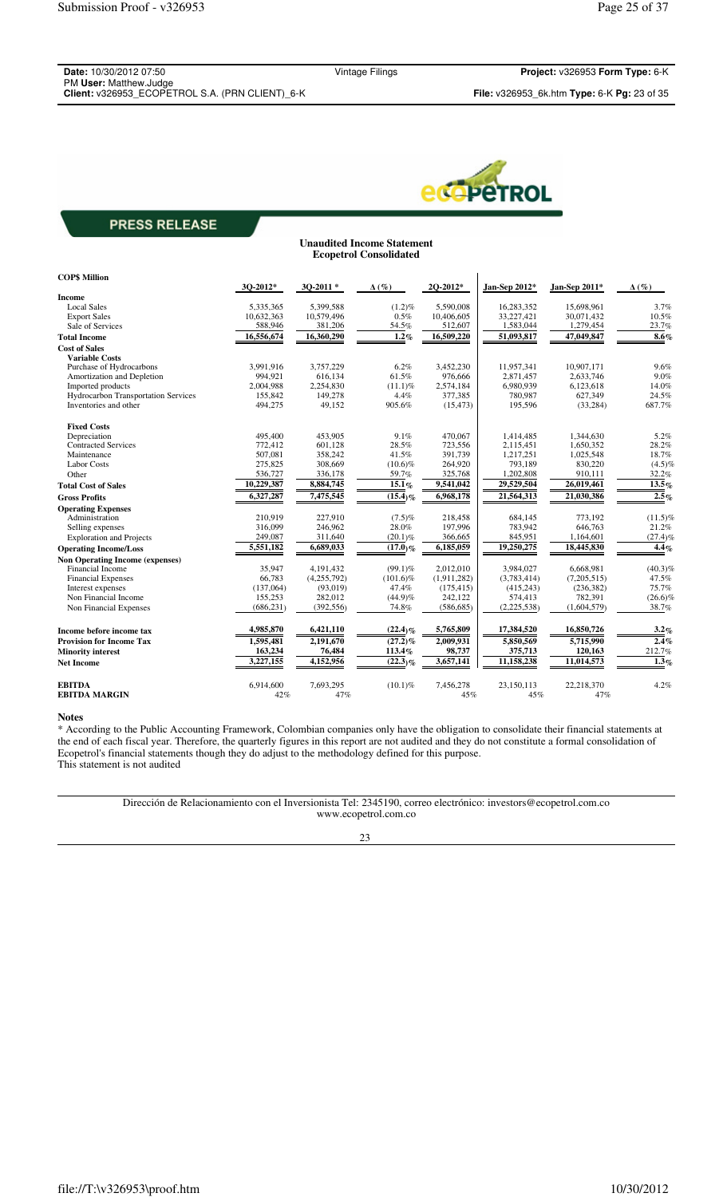**PRESS RELEASE**

## Unaudited Income Statement
### Ecopetrol Consolidated

| COP$ Million | 3Q-2012* | 3Q-2011 * | Δ (%) | 2Q-2012* | Jan-Sep 2012* | Jan-Sep 2011* | Δ (%) |
|---|---|---|---|---|---|---|---|
| **Income** | | | | | | | |
| Local Sales | 5,335,365 | 5,399,588 | (1.2)% | 5,590,008 | 16,283,352 | 15,698,961 | 3.7% |
| Export Sales | 10,632,363 | 10,579,496 | 0.5% | 10,406,605 | 33,227,421 | 30,071,432 | 10.5% |
| Sale of Services | 588,946 | 381,206 | 54.5% | 512,607 | 1,583,044 | 1,279,454 | 23.7% |
| **Total Income** | **16,556,674** | **16,360,290** | **1.2%** | **16,509,220** | **51,093,817** | **47,049,847** | **8.6%** |
| **Cost of Sales** | | | | | | | |
| **Variable Costs** | | | | | | | |
| Purchase of Hydrocarbons | 3,991,916 | 3,757,229 | 6.2% | 3,452,230 | 11,957,341 | 10,907,171 | 9.6% |
| Amortization and Depletion | 994,921 | 616,134 | 61.5% | 976,666 | 2,871,457 | 2,633,746 | 9.0% |
| Imported products | 2,004,988 | 2,254,830 | (11.1)% | 2,574,184 | 6,980,939 | 6,123,618 | 14.0% |
| Hydrocarbon Transportation Services | 155,842 | 149,278 | 4.4% | 377,385 | 780,987 | 627,349 | 24.5% |
| Inventories and other | 494,275 | 49,152 | 905.6% | (15,473) | 195,596 | (33,284) | 687.7% |
| **Fixed Costs** | | | | | | | |
| Depreciation | 495,400 | 453,905 | 9.1% | 470,067 | 1,414,485 | 1,344,630 | 5.2% |
| Contracted Services | 772,412 | 601,128 | 28.5% | 723,556 | 2,115,451 | 1,650,352 | 28.2% |
| Maintenance | 507,081 | 358,242 | 41.5% | 391,739 | 1,217,251 | 1,025,548 | 18.7% |
| Labor Costs | 275,825 | 308,669 | (10.6)% | 264,920 | 793,189 | 830,220 | (4.5)% |
| Other | 536,727 | 336,178 | 59.7% | 325,768 | 1,202,808 | 910,111 | 32.2% |
| **Total Cost of Sales** | **10,229,387** | **8,884,745** | **15.1%** | **9,541,042** | **29,529,504** | **26,019,461** | **13.5%** |
| **Gross Profits** | **6,327,287** | **7,475,545** | **(15.4)%** | **6,968,178** | **21,564,313** | **21,030,386** | **2.5%** |
| **Operating Expenses** | | | | | | | |
| Administration | 210,919 | 227,910 | (7.5)% | 218,458 | 684,145 | 773,192 | (11.5)% |
| Selling expenses | 316,099 | 246,962 | 28.0% | 197,996 | 783,942 | 646,763 | 21.2% |
| Exploration and Projects | 249,087 | 311,640 | (20.1)% | 366,665 | 845,951 | 1,164,601 | (27.4)% |
| **Operating Income/Loss** | **5,551,182** | **6,689,033** | **(17.0)%** | **6,185,059** | **19,250,275** | **18,445,830** | **4.4%** |
| **Non Operating Income (expenses)** | | | | | | | |
| Financial Income | 35,947 | 4,191,432 | (99.1)% | 2,012,010 | 3,984,027 | 6,668,981 | (40.3)% |
| Financial Expenses | 66,783 | (4,255,792) | (101.6)% | (1,911,282) | (3,783,414) | (7,205,515) | 47.5% |
| Interest expenses | (137,064) | (93,019) | 47.4% | (175,415) | (415,243) | (236,382) | 75.7% |
| Non Financial Income | 155,253 | 282,012 | (44.9)% | 242,122 | 574,413 | 782,391 | (26.6)% |
| Non Financial Expenses | (686,231) | (392,556) | 74.8% | (586,685) | (2,225,538) | (1,604,579) | 38.7% |
| **Income before income tax** | **4,985,870** | **6,421,110** | **(22.4)%** | **5,765,809** | **17,384,520** | **16,850,726** | **3.2%** |
| **Provision for Income Tax** | **1,595,481** | **2,191,670** | **(27.2)%** | **2,009,931** | **5,850,569** | **5,715,990** | **2.4%** |
| **Minority interest** | **163,234** | **76,484** | **113.4%** | **98,737** | **375,713** | **120,163** | **212.7%** |
| **Net Income** | **3,227,155** | **4,152,956** | **(22.3)%** | **3,657,141** | **11,158,238** | **11,014,573** | **1.3%** |
| **EBITDA** | 6,914,600 | 7,693,295 | (10.1)% | 7,456,278 | 23,150,113 | 22,218,370 | 4.2% |
| **EBITDA MARGIN** | 42% | 47% | | 45% | 45% | 47% | |

**Notes**

* According to the Public Accounting Framework, Colombian companies only have the obligation to consolidate their financial statements at the end of each fiscal year. Therefore, the quarterly figures in this report are not audited and they do not constitute a formal consolidation of Ecopetrol's financial statements though they do adjust to the methodology defined for this purpose.
This statement is not audited

Dirección de Relacionamiento con el Inversionista Tel: 2345190, correo electrónico: investors@ecopetrol.com.co
www.ecopetrol.com.co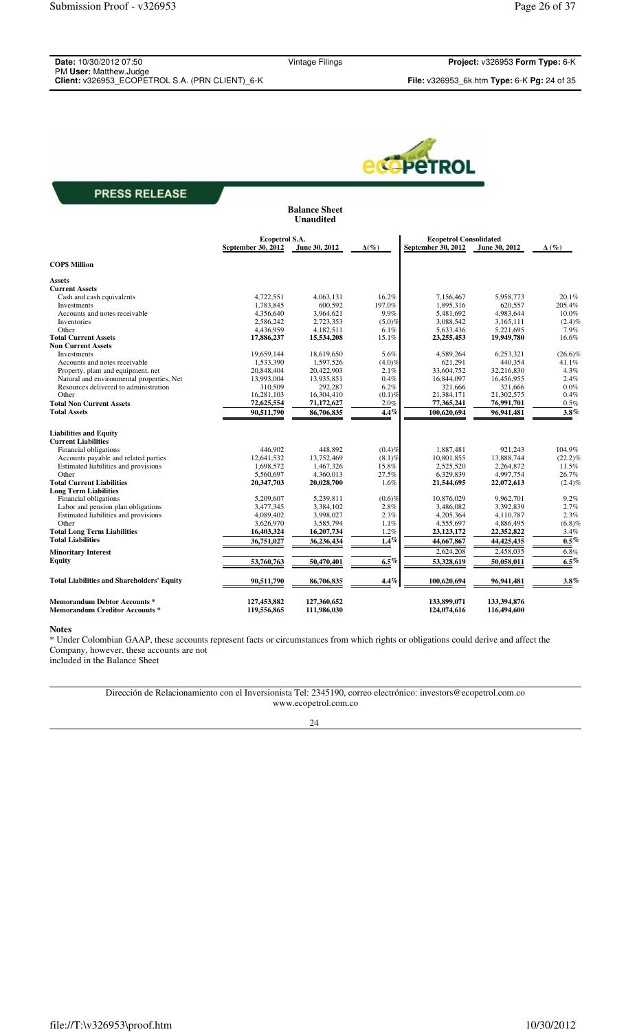PRESS RELEASE

## Balance Sheet
### Unaudited

| | Ecopetrol S.A. | | | Ecopetrol Consolidated | | |
|---|---|---|---|---|---|---|
| | September 30, 2012 | June 30, 2012 | Δ(%) | September 30, 2012 | June 30, 2012 | Δ (%) |
| **COP$ Million** | | | | | | |
| **Assets** | | | | | | |
| **Current Assets** | | | | | | |
| Cash and cash equivalents | 4,722,551 | 4,063,131 | 16.2% | 7,156,467 | 5,958,773 | 20.1% |
| Investments | 1,783,845 | 600,592 | 197.0% | 1,895,316 | 620,557 | 205.4% |
| Accounts and notes receivable | 4,356,640 | 3,964,621 | 9.9% | 5,481,692 | 4,983,644 | 10.0% |
| Inventories | 2,586,242 | 2,723,353 | (5.0)% | 3,088,542 | 3,165,111 | (2.4)% |
| Other | 4,436,959 | 4,182,511 | 6.1% | 5,633,436 | 5,221,695 | 7.9% |
| **Total Current Assets** | **17,886,237** | **15,534,208** | 15.1% | **23,255,453** | **19,949,780** | 16.6% |
| **Non Current Assets** | | | | | | |
| Investments | 19,659,144 | 18,619,650 | 5.6% | 4,589,264 | 6,253,321 | (26.6)% |
| Accounts and notes receivable | 1,533,390 | 1,597,526 | (4.0)% | 621,291 | 440,354 | 41.1% |
| Property, plant and equipment, net | 20,848,404 | 20,422,903 | 2.1% | 33,604,752 | 32,216,830 | 4.3% |
| Natural and environmental properties, Net | 13,993,004 | 13,935,851 | 0.4% | 16,844,097 | 16,456,955 | 2.4% |
| Resources delivered to administration | 310,509 | 292,287 | 6.2% | 321,666 | 321,666 | 0.0% |
| Other | 16,281,103 | 16,304,410 | (0.1)% | 21,384,171 | 21,302,575 | 0.4% |
| **Total Non Current Assets** | **72,625,554** | **71,172,627** | 2.0% | **77,365,241** | **76,991,701** | 0.5% |
| **Total Assets** | **90,511,790** | **86,706,835** | **4.4%** | **100,620,694** | **96,941,481** | **3.8%** |
| **Liabilities and Equity** | | | | | | |
| **Current Liabilities** | | | | | | |
| Financial obligations | 446,902 | 448,892 | (0.4)% | 1,887,481 | 921,243 | 104.9% |
| Accounts payable and related parties | 12,641,532 | 13,752,469 | (8.1)% | 10,801,855 | 13,888,744 | (22.2)% |
| Estimated liabilities and provisions | 1,698,572 | 1,467,326 | 15.8% | 2,525,520 | 2,264,872 | 11.5% |
| Other | 5,560,697 | 4,360,013 | 27.5% | 6,329,839 | 4,997,754 | 26.7% |
| **Total Current Liabilities** | **20,347,703** | **20,028,700** | 1.6% | **21,544,695** | **22,072,613** | (2.4)% |
| **Long Term Liabilities** | | | | | | |
| Financial obligations | 5,209,607 | 5,239,811 | (0.6)% | 10,876,029 | 9,962,701 | 9.2% |
| Labor and pension plan obligations | 3,477,345 | 3,384,102 | 2.8% | 3,486,082 | 3,392,839 | 2.7% |
| Estimated liabilities and provisions | 4,089,402 | 3,998,027 | 2.3% | 4,205,364 | 4,110,787 | 2.3% |
| Other | 3,626,970 | 3,585,794 | 1.1% | 4,555,697 | 4,886,495 | (6.8)% |
| **Total Long Term Liabilities** | **16,403,324** | **16,207,734** | 1.2% | **23,123,172** | **22,352,822** | 3.4% |
| **Total Liabilities** | **36,751,027** | **36,236,434** | **1.4%** | **44,667,867** | **44,425,435** | **0.5%** |
| **Minoritary Interest** | | | | 2,624,208 | 2,458,035 | 6.8% |
| **Equity** | **53,760,763** | **50,470,401** | **6.5%** | **53,328,619** | **50,058,011** | **6.5%** |
| **Total Liabilities and Shareholders' Equity** | **90,511,790** | **86,706,835** | **4.4%** | **100,620,694** | **96,941,481** | **3.8%** |
| **Memorandum Debtor Accounts \*** | **127,453,882** | **127,360,652** | | **133,899,071** | **133,394,876** | |
| **Memorandum Creditor Accounts \*** | **119,556,865** | **111,986,030** | | **124,074,616** | **116,494,600** | |

**Notes**

* Under Colombian GAAP, these accounts represent facts or circumstances from which rights or obligations could derive and affect the Company, however, these accounts are not included in the Balance Sheet

Dirección de Relacionamiento con el Inversionista Tel: 2345190, correo electrónico: investors@ecopetrol.com.co
www.ecopetrol.com.co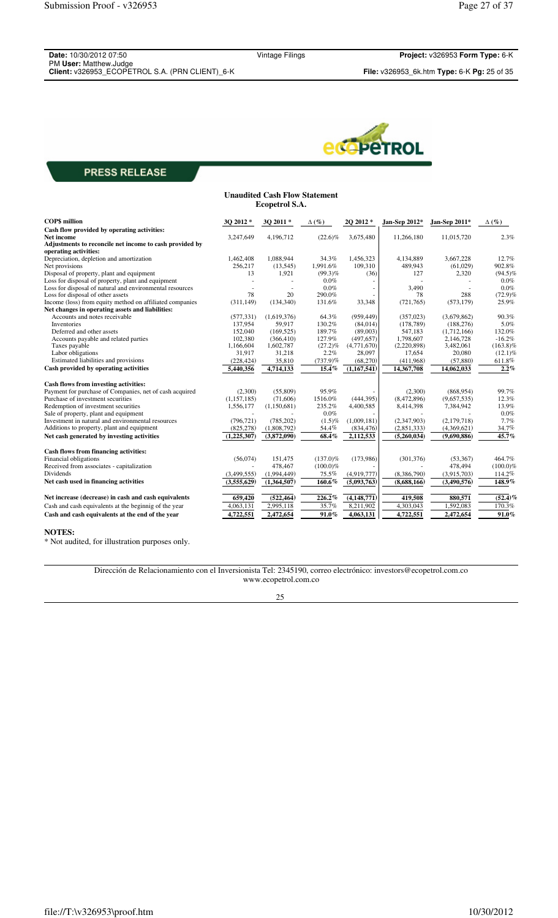## PRESS RELEASE

**Unaudited Cash Flow Statement**
**Ecopetrol S.A.**

| COP$ million | 3Q 2012 * | 3Q 2011 * | Δ (%) | 2Q 2012 * | Jan-Sep 2012* | Jan-Sep 2011* | Δ (%) |
|---|---|---|---|---|---|---|---|
| **Cash flow provided by operating activities:** | | | | | | | |
| **Net income** | 3,247,649 | 4,196,712 | (22.6)% | 3,675,480 | 11,266,180 | 11,015,720 | 2.3% |
| **Adjustments to reconcile net income to cash provided by operating activities:** | | | | | | | |
| Depreciation, depletion and amortization | 1,462,408 | 1,088,944 | 34.3% | 1,456,323 | 4,134,889 | 3,667,228 | 12.7% |
| Net provisions | 256,217 | (13,545) | 1,991.6% | 109,310 | 489,943 | (61,029) | 902.8% |
| Disposal of property, plant and equipment | 13 | 1,921 | (99.3)% | (36) | 127 | 2,320 | (94.5)% |
| Loss for disposal of property, plant and equipment | - | - | 0.0% | - | - | - | 0.0% |
| Loss for disposal of natural and environmental resources | - | - | 0.0% | - | 3,490 | - | 0.0% |
| Loss for disposal of other assets | 78 | 20 | 290.0% | - | 78 | 288 | (72.9)% |
| Income (loss) from equity method on affiliated companies | (311,149) | (134,340) | 131.6% | 33,348 | (721,765) | (573,179) | 25.9% |
| **Net changes in operating assets and liabilities:** | | | | | | | |
| Accounts and notes receivable | (577,331) | (1,619,376) | 64.3% | (959,449) | (357,023) | (3,679,862) | 90.3% |
| Inventories | 137,954 | 59,917 | 130.2% | (84,014) | (178,789) | (188,276) | 5.0% |
| Deferred and other assets | 152,040 | (169,525) | 189.7% | (89,003) | 547,183 | (1,712,166) | 132.0% |
| Accounts payable and related parties | 102,380 | (366,410) | 127.9% | (497,657) | 1,798,607 | 2,146,728 | -16.2% |
| Taxes payable | 1,166,604 | 1,602,787 | (27.2)% | (4,771,670) | (2,220,898) | 3,482,061 | (163.8)% |
| Labor obligations | 31,917 | 31,218 | 2.2% | 28,097 | 17,654 | 20,080 | (12.1)% |
| Estimated liabilities and provisions | (228,424) | 35,810 | (737.9)% | (68,270) | (411,968) | (57,880) | 611.8% |
| **Cash provided by operating activities** | **5,440,356** | **4,714,133** | **15.4%** | **(1,167,541)** | **14,367,708** | **14,062,033** | **2.2%** |
| **Cash flows from investing activities:** | | | | | | | |
| Payment for purchase of Companies, net of cash acquired | (2,300) | (55,809) | 95.9% | - | (2,300) | (868,954) | 99.7% |
| Purchase of investment securities | (1,157,185) | (71,606) | 1516.0% | (444,395) | (8,472,896) | (9,657,535) | 12.3% |
| Redemption of investment securities | 1,556,177 | (1,150,681) | 235.2% | 4,400,585 | 8,414,398 | 7,384,942 | 13.9% |
| Sale of property, plant and equipment | - | - | 0.0% | - | - | - | 0.0% |
| Investment in natural and environmental resources | (796,721) | (785,202) | (1.5)% | (1,009,181) | (2,347,903) | (2,179,718) | 7.7% |
| Additions to property, plant and equipment | (825,278) | (1,808,792) | 54.4% | (834,476) | (2,851,333) | (4,369,621) | 34.7% |
| **Net cash generated by investing activities** | **(1,225,307)** | **(3,872,090)** | **68.4%** | **2,112,533** | **(5,260,034)** | **(9,690,886)** | **45.7%** |
| **Cash flows from financing activities:** | | | | | | | |
| Financial obligations | (56,074) | 151,475 | (137.0)% | (173,986) | (301,376) | (53,367) | 464.7% |
| Received from associates - capitalization | - | 478,467 | (100.0)% | - | - | 478,494 | (100.0)% |
| Dividends | (3,499,555) | (1,994,449) | 75.5% | (4,919,777) | (8,386,790) | (3,915,703) | 114.2% |
| **Net cash used in financing activities** | **(3,555,629)** | **(1,364,507)** | **160.6%** | **(5,093,763)** | **(8,688,166)** | **(3,490,576)** | **148.9%** |
| **Net increase (decrease) in cash and cash equivalents** | **659,420** | **(522,464)** | **226.2%** | **(4,148,771)** | **419,508** | **880,571** | **(52.4)%** |
| Cash and cash equivalents at the beginnig of the year | 4,063,131 | 2,995,118 | 35.7% | 8,211,902 | 4,303,043 | 1,592,083 | 170.3% |
| **Cash and cash equivalents at the end of the year** | **4,722,551** | **2,472,654** | **91.0%** | **4,063,131** | **4,722,551** | **2,472,654** | **91.0%** |

**NOTES:**

\* Not audited, for illustration purposes only.

Dirección de Relacionamiento con el Inversionista Tel: 2345190, correo electrónico: investors@ecopetrol.com.co
www.ecopetrol.com.co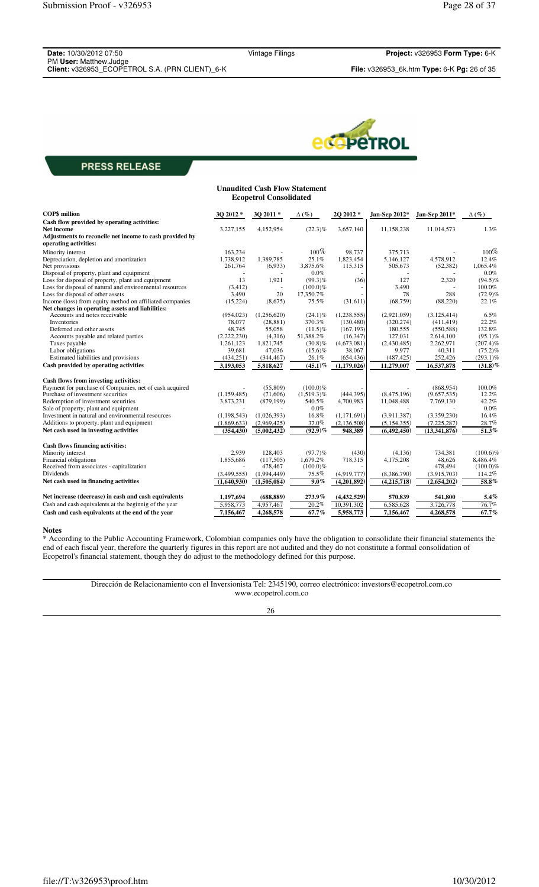**PRESS RELEASE**

**Unaudited Cash Flow Statement**
**Ecopetrol Consolidated**

| COP$ million | 3Q 2012 * | 3Q 2011 * | Δ (%) | 2Q 2012 * | Jan-Sep 2012* | Jan-Sep 2011* | Δ (%) |
|---|---|---|---|---|---|---|---|
| **Cash flow provided by operating activities:** | | | | | | | |
| **Net income** | 3,227,155 | 4,152,954 | (22.3)% | 3,657,140 | 11,158,238 | 11,014,573 | 1.3% |
| **Adjustments to reconcile net income to cash provided by operating activities:** | | | | | | | |
| Minority interest | 163,234 | - | 100% | 98,737 | 375,713 | - | 100% |
| Depreciation, depletion and amortization | 1,738,912 | 1,389,785 | 25.1% | 1,823,454 | 5,146,127 | 4,578,912 | 12.4% |
| Net provisions | 261,764 | (6,933) | 3,875.6% | 115,315 | 505,673 | (52,382) | 1,065.4% |
| Disposal of property, plant and equipment | - | - | 0.0% | - | - | - | 0.0% |
| Loss for disposal of property, plant and equipment | 13 | 1,921 | (99.3)% | (36) | 127 | 2,320 | (94.5)% |
| Loss for disposal of natural and environmental resources | (3,412) | - | (100.0)% | - | 3,490 | - | 100.0% |
| Loss for disposal of other assets | 3,490 | 20 | 17,350.7% | - | 78 | 288 | (72.9)% |
| Income (loss) from equity method on affiliated companies | (15,224) | (8,675) | 75.5% | (31,611) | (68,759) | (88,220) | 22.1% |
| **Net changes in operating assets and liabilities:** | | | | | | | |
| Accounts and notes receivable | (954,023) | (1,256,620) | (24.1)% | (1,238,555) | (2,921,059) | (3,125,414) | 6.5% |
| Inventories | 78,077 | (28,881) | 370.3% | (130,480) | (320,274) | (411,419) | 22.2% |
| Deferred and other assets | 48,745 | 55,058 | (11.5)% | (167,193) | 180,555 | (550,588) | 132.8% |
| Accounts payable and related parties | (2,222,230) | (4,316) | 51,388.2% | (16,347) | 127,031 | 2,614,100 | (95.1)% |
| Taxes payable | 1,261,123 | 1,821,745 | (30.8)% | (4,673,081) | (2,430,485) | 2,262,971 | (207.4)% |
| Labor obligations | 39,681 | 47,036 | (15.6)% | 38,067 | 9,977 | 40,311 | (75.2)% |
| Estimated liabilities and provisions | (434,251) | (344,467) | 26.1% | (654,436) | (487,425) | 252,426 | (293.1)% |
| **Cash provided by operating activities** | **3,193,053** | **5,818,627** | **(45.1)%** | **(1,179,026)** | **11,279,007** | **16,537,878** | **(31.8)%** |
| **Cash flows from investing activities:** | | | | | | | |
| Payment for purchase of Companies, net of cash acquired | - | (55,809) | (100.0)% | - | - | (868,954) | 100.0% |
| Purchase of investment securities | (1,159,485) | (71,606) | (1,519.3)% | (444,395) | (8,475,196) | (9,657,535) | 12.2% |
| Redemption of investment securities | 3,873,231 | (879,199) | 540.5% | 4,700,983 | 11,048,488 | 7,769,130 | 42.2% |
| Sale of property, plant and equipment | - | - | 0.0% | - | - | - | 0.0% |
| Investment in natural and environmental resources | (1,198,543) | (1,026,393) | 16.8% | (1,171,691) | (3,911,387) | (3,359,230) | 16.4% |
| Additions to property, plant and equipment | (1,869,633) | (2,969,425) | 37.0% | (2,136,508) | (5,154,355) | (7,225,287) | 28.7% |
| **Net cash used in investing activities** | **(354,430)** | **(5,002,432)** | **(92.9)%** | **948,389** | **(6,492,450)** | **(13,341,876)** | **51.3%** |
| **Cash flows financing activities:** | | | | | | | |
| Minority interest | 2,939 | 128,403 | (97.7)% | (430) | (4,136) | 734,381 | (100.6)% |
| Financial obligations | 1,855,686 | (117,505) | 1,679.2% | 718,315 | 4,175,208 | 48,626 | 8,486.4% |
| Received from associates - capitalization | - | 478,467 | (100.0)% | - | - | 478,494 | (100.0)% |
| Dividends | (3,499,555) | (1,994,449) | 75.5% | (4,919,777) | (8,386,790) | (3,915,703) | 114.2% |
| **Net cash used in financing activities** | **(1,640,930)** | **(1,505,084)** | **9.0%** | **(4,201,892)** | **(4,215,718)** | **(2,654,202)** | **58.8%** |
| **Net increase (decrease) in cash and cash equivalents** | **1,197,694** | **(688,889)** | **273.9%** | **(4,432,529)** | **570,839** | **541,800** | **5.4%** |
| Cash and cash equivalents at the beginnig of the year | 5,958,773 | 4,957,467 | 20.2% | 10,391,302 | 6,585,628 | 3,726,778 | 76.7% |
| **Cash and cash equivalents at the end of the year** | **7,156,467** | **4,268,578** | **67.7%** | **5,958,773** | **7,156,467** | **4,268,578** | **67.7%** |

**Notes**

* According to the Public Accounting Framework, Colombian companies only have the obligation to consolidate their financial statements the end of each fiscal year, therefore the quarterly figures in this report are not audited and they do not constitute a formal consolidation of Ecopetrol's financial statement, though they do adjust to the methodology defined for this purpose.

Dirección de Relacionamiento con el Inversionista Tel: 2345190, correo electrónico: investors@ecopetrol.com.co
www.ecopetrol.com.co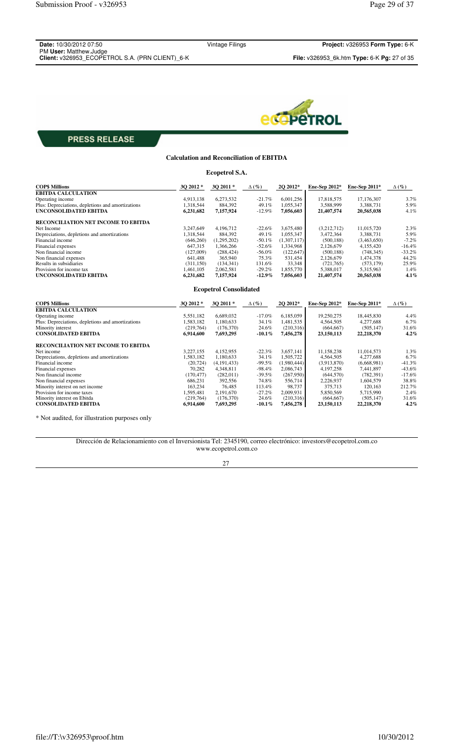**PRESS RELEASE**

### Calculation and Reconciliation of EBITDA

#### Ecopetrol S.A.

| COP$ Millions | 3Q 2012 * | 3Q 2011 * | Δ (%) | 2Q 2012* | Ene-Sep 2012* | Ene-Sep 2011* | Δ (%) |
|---|---|---|---|---|---|---|---|
| **EBITDA CALCULATION** | | | | | | | |
| Operating income | 4,913,138 | 6,273,532 | -21.7% | 6,001,256 | 17,818,575 | 17,176,307 | 3.7% |
| Plus: Depreciations, depletions and amortizations | 1,318,544 | 884,392 | 49.1% | 1,055,347 | 3,588,999 | 3,388,731 | 5.9% |
| **UNCONSOLIDATED EBITDA** | **6,231,682** | **7,157,924** | **-12.9%** | **7,056,603** | **21,407,574** | **20,565,038** | **4.1%** |
| **RECONCILIATION NET INCOME TO EBITDA** | | | | | | | |
| Net Income | 3,247,649 | 4,196,712 | -22.6% | 3,675,480 | (3,212,712) | 11,015,720 | 2.3% |
| Depreciations, depletions and amortizations | 1,318,544 | 884,392 | 49.1% | 1,055,347 | 3,472,364 | 3,388,731 | 5.9% |
| Financial income | (646,260) | (1,295,202) | -50.1% | (1,307,117) | (500,188) | (3,463,650) | -7.2% |
| Financial expenses | 647,315 | 1,366,266 | -52.6% | 1,334,968 | 2,126,679 | 4,155,420 | -16.4% |
| Non financial income | (127,009) | (288,424) | -56.0% | (122,647) | (500,188) | (748,345) | -33.2% |
| Non financial expenses | 641,488 | 365,940 | 75.3% | 531,454 | 2,126,679 | 1,474,378 | 44.2% |
| Results in subsidiaries | (311,150) | (134,341) | 131.6% | 33,348 | (721,765) | (573,179) | 25.9% |
| Provision for income tax | 1,461,105 | 2,062,581 | -29.2% | 1,855,770 | 5,388,017 | 5,315,963 | 1.4% |
| **UNCONSOLIDATED EBITDA** | **6,231,682** | **7,157,924** | **-12.9%** | **7,056,603** | **21,407,574** | **20,565,038** | **4.1%** |

#### Ecopetrol Consolidated

| COP$ Millions | 3Q 2012 * | 3Q 2011 * | Δ (%) | 2Q 2012* | Ene-Sep 2012* | Ene-Sep 2011* | Δ (%) |
|---|---|---|---|---|---|---|---|
| **EBITDA CALCULATION** | | | | | | | |
| Operating income | 5,551,182 | 6,689,032 | -17.0% | 6,185,059 | 19,250,275 | 18,445,830 | 4.4% |
| Plus: Depreciations, depletions and amortizations | 1,583,182 | 1,180,633 | 34.1% | 1,481,535 | 4,564,505 | 4,277,688 | 6.7% |
| Minority interest | (219,764) | (176,370) | 24.6% | (210,316) | (664,667) | (505,147) | 31.6% |
| **CONSOLIDATED EBITDA** | **6,914,600** | **7,693,295** | **-10.1%** | **7,456,278** | **23,150,113** | **22,218,370** | **4.2%** |
| **RECONCILIATION NET INCOME TO EBITDA** | | | | | | | |
| Net income | 3,227,155 | 4,152,955 | -22.3% | 3,657,141 | 11,158,238 | 11,014,573 | 1.3% |
| Depreciations, depletions and amortizations | 1,583,182 | 1,180,633 | 34.1% | 1,505,722 | 4,564,505 | 4,277,688 | 6.7% |
| Financial income | (20,724) | (4,191,433) | -99.5% | (1,980,444) | (3,913,870) | (6,668,981) | -41.3% |
| Financial expenses | 70,282 | 4,348,811 | -98.4% | 2,086,743 | 4,197,258 | 7,441,897 | -43.6% |
| Non financial income | (170,477) | (282,011) | -39.5% | (267,950) | (644,570) | (782,391) | -17.6% |
| Non financial expenses | 686,231 | 392,556 | 74.8% | 556,714 | 2,226,937 | 1,604,579 | 38.8% |
| Minority interest on net income | 163,234 | 76,485 | 113.4% | 98,737 | 375,713 | 120,163 | 212.7% |
| Provision for income taxes | 1,595,481 | 2,191,670 | -27.2% | 2,009,931 | 5,850,569 | 5,715,990 | 2.4% |
| Minority interest on Ebitda | (219,764) | (176,370) | 24.6% | (210,316) | (664,667) | (505,147) | 31.6% |
| **CONSOLIDATED EBITDA** | **6,914,600** | **7,693,295** | **-10.1%** | **7,456,278** | **23,150,113** | **22,218,370** | **4.2%** |

* Not audited, for illustration purposes only

Dirección de Relacionamiento con el Inversionista Tel: 2345190, correo electrónico: investors@ecopetrol.com.co
www.ecopetrol.com.co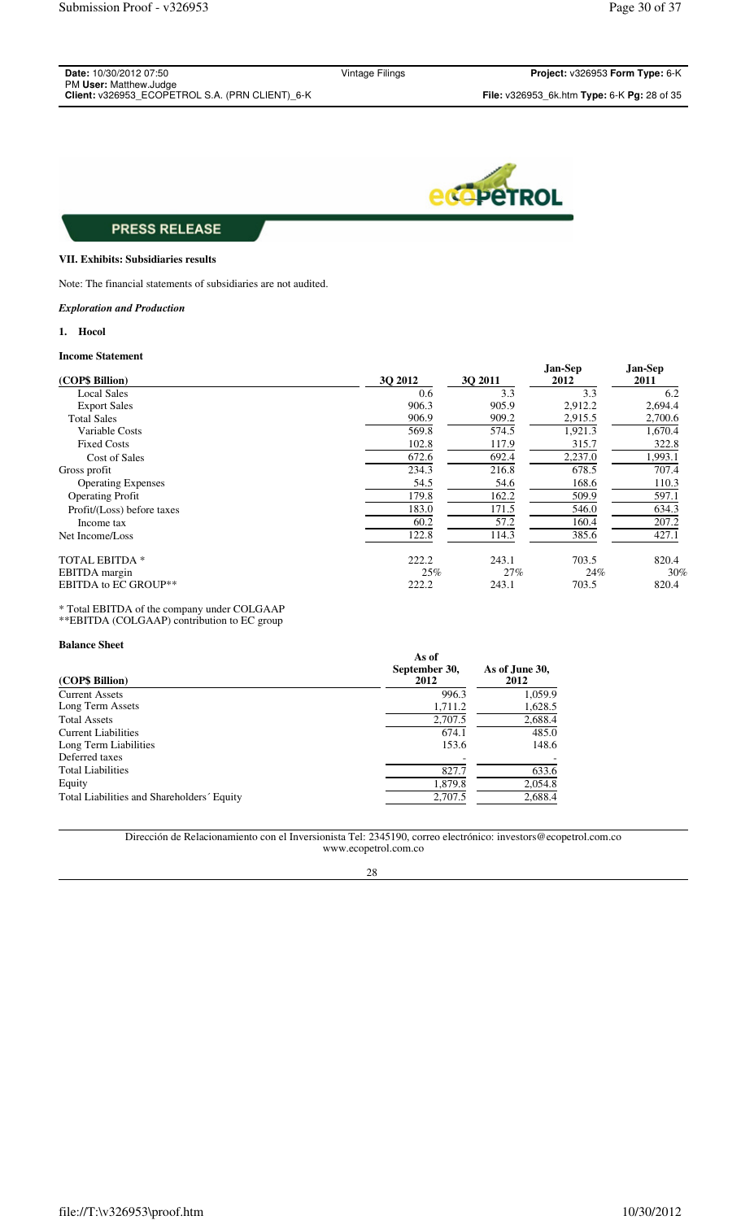**PRESS RELEASE**

**VII. Exhibits: Subsidiaries results**

Note: The financial statements of subsidiaries are not audited.

***Exploration and Production***

**1. Hocol**

**Income Statement**

| (COP$ Billion) | 3Q 2012 | 3Q 2011 | Jan-Sep 2012 | Jan-Sep 2011 |
|---|---|---|---|---|
| Local Sales | 0.6 | 3.3 | 3.3 | 6.2 |
| Export Sales | 906.3 | 905.9 | 2,912.2 | 2,694.4 |
| Total Sales | 906.9 | 909.2 | 2,915.5 | 2,700.6 |
| Variable Costs | 569.8 | 574.5 | 1,921.3 | 1,670.4 |
| Fixed Costs | 102.8 | 117.9 | 315.7 | 322.8 |
| Cost of Sales | 672.6 | 692.4 | 2,237.0 | 1,993.1 |
| Gross profit | 234.3 | 216.8 | 678.5 | 707.4 |
| Operating Expenses | 54.5 | 54.6 | 168.6 | 110.3 |
| Operating Profit | 179.8 | 162.2 | 509.9 | 597.1 |
| Profit/(Loss) before taxes | 183.0 | 171.5 | 546.0 | 634.3 |
| Income tax | 60.2 | 57.2 | 160.4 | 207.2 |
| Net Income/Loss | 122.8 | 114.3 | 385.6 | 427.1 |
| TOTAL EBITDA * | 222.2 | 243.1 | 703.5 | 820.4 |
| EBITDA margin | 25% | 27% | 24% | 30% |
| EBITDA to EC GROUP** | 222.2 | 243.1 | 703.5 | 820.4 |

* Total EBITDA of the company under COLGAAP
**EBITDA (COLGAAP) contribution to EC group

**Balance Sheet**

| (COP$ Billion) | As of September 30, 2012 | As of June 30, 2012 |
|---|---|---|
| Current Assets | 996.3 | 1,059.9 |
| Long Term Assets | 1,711.2 | 1,628.5 |
| Total Assets | 2,707.5 | 2,688.4 |
| Current Liabilities | 674.1 | 485.0 |
| Long Term Liabilities | 153.6 | 148.6 |
| Deferred taxes | - | - |
| Total Liabilities | 827.7 | 633.6 |
| Equity | 1,879.8 | 2,054.8 |
| Total Liabilities and Shareholders´ Equity | 2,707.5 | 2,688.4 |

Dirección de Relacionamiento con el Inversionista Tel: 2345190, correo electrónico: investors@ecopetrol.com.co
www.ecopetrol.com.co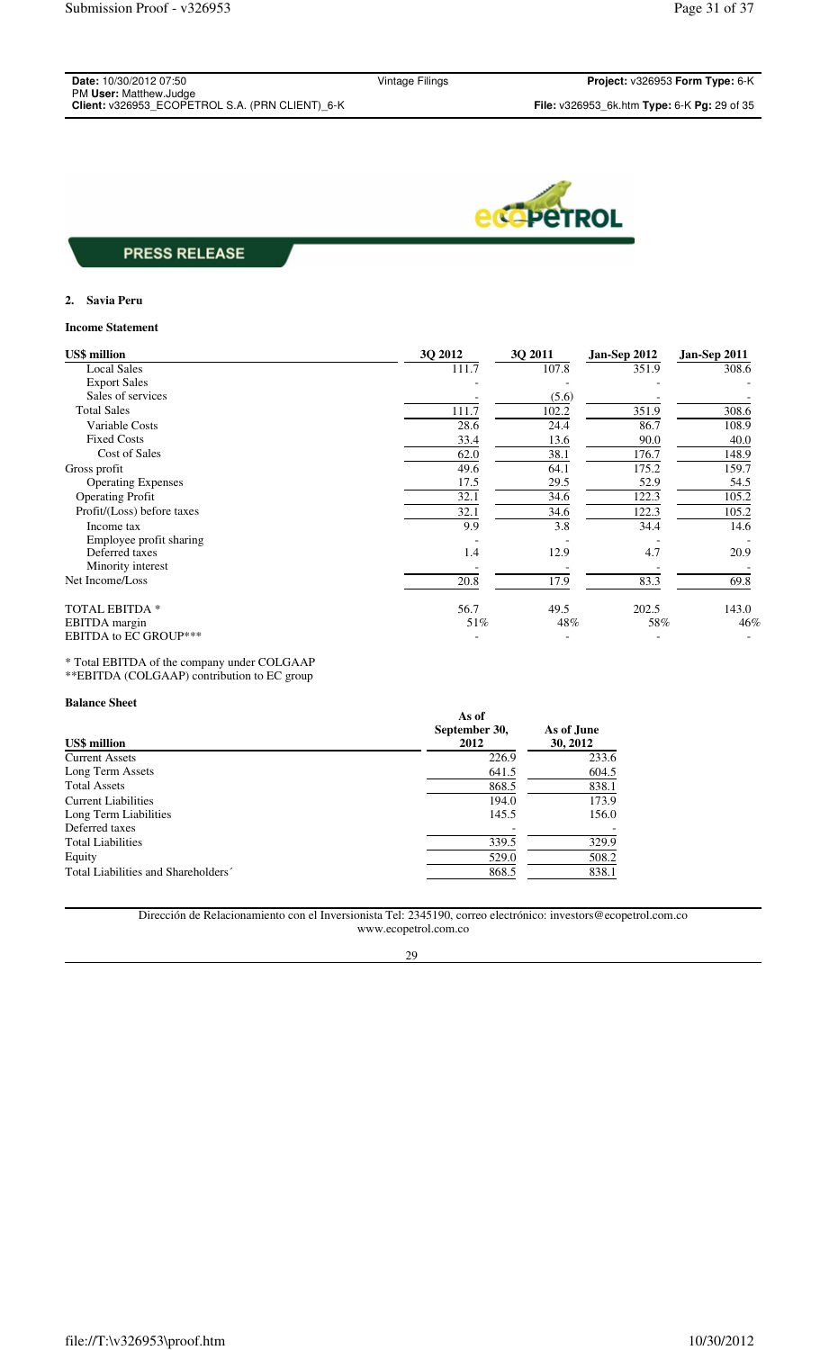PRESS RELEASE

## 2. Savia Peru

### Income Statement

| US$ million | 3Q 2012 | 3Q 2011 | Jan-Sep 2012 | Jan-Sep 2011 |
|---|---|---|---|---|
| Local Sales | 111.7 | 107.8 | 351.9 | 308.6 |
| Export Sales | - | - | - | - |
| Sales of services | - | (5.6) | - | - |
| Total Sales | 111.7 | 102.2 | 351.9 | 308.6 |
| Variable Costs | 28.6 | 24.4 | 86.7 | 108.9 |
| Fixed Costs | 33.4 | 13.6 | 90.0 | 40.0 |
| Cost of Sales | 62.0 | 38.1 | 176.7 | 148.9 |
| Gross profit | 49.6 | 64.1 | 175.2 | 159.7 |
| Operating Expenses | 17.5 | 29.5 | 52.9 | 54.5 |
| Operating Profit | 32.1 | 34.6 | 122.3 | 105.2 |
| Profit/(Loss) before taxes | 32.1 | 34.6 | 122.3 | 105.2 |
| Income tax | 9.9 | 3.8 | 34.4 | 14.6 |
| Employee profit sharing | - | - | - | - |
| Deferred taxes | 1.4 | 12.9 | 4.7 | 20.9 |
| Minority interest | - | - | - | - |
| Net Income/Loss | 20.8 | 17.9 | 83.3 | 69.8 |
| TOTAL EBITDA * | 56.7 | 49.5 | 202.5 | 143.0 |
| EBITDA margin | 51% | 48% | 58% | 46% |
| EBITDA to EC GROUP*** | - | - | - | - |

\* Total EBITDA of the company under COLGAAP
\*\*EBITDA (COLGAAP) contribution to EC group

### Balance Sheet

| US$ million | As of September 30, 2012 | As of June 30, 2012 |
|---|---|---|
| Current Assets | 226.9 | 233.6 |
| Long Term Assets | 641.5 | 604.5 |
| Total Assets | 868.5 | 838.1 |
| Current Liabilities | 194.0 | 173.9 |
| Long Term Liabilities | 145.5 | 156.0 |
| Deferred taxes | - | - |
| Total Liabilities | 339.5 | 329.9 |
| Equity | 529.0 | 508.2 |
| Total Liabilities and Shareholders´ | 868.5 | 838.1 |

Dirección de Relacionamiento con el Inversionista Tel: 2345190, correo electrónico: investors@ecopetrol.com.co
www.ecopetrol.com.co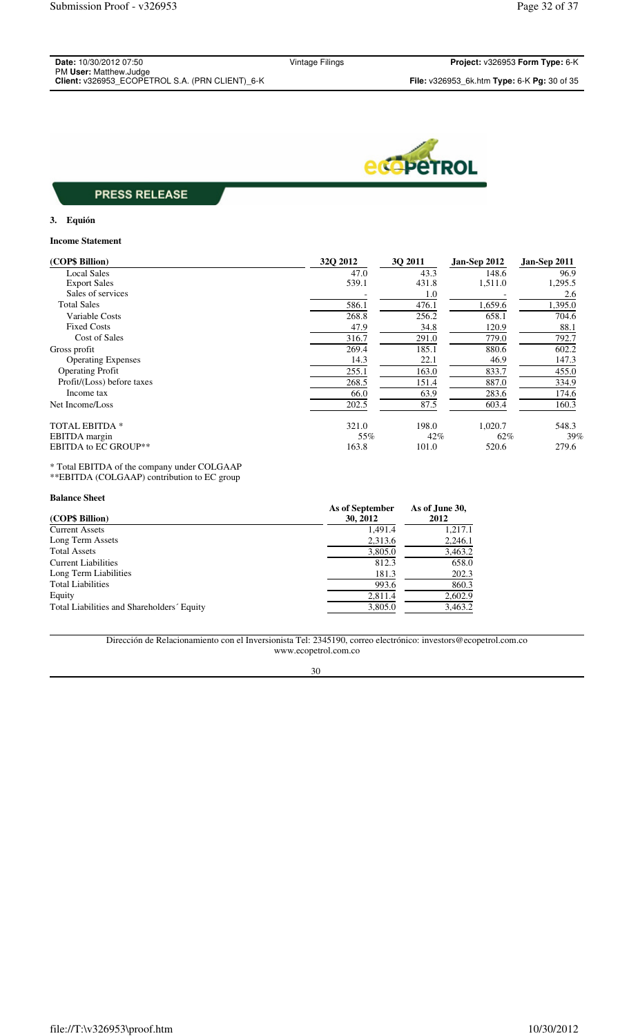**PRESS RELEASE**

### 3. Equión

**Income Statement**

| (COP$ Billion) | 32Q 2012 | 3Q 2011 | Jan-Sep 2012 | Jan-Sep 2011 |
|---|---|---|---|---|
| Local Sales | 47.0 | 43.3 | 148.6 | 96.9 |
| Export Sales | 539.1 | 431.8 | 1,511.0 | 1,295.5 |
| Sales of services | - | 1.0 | - | 2.6 |
| Total Sales | 586.1 | 476.1 | 1,659.6 | 1,395.0 |
| Variable Costs | 268.8 | 256.2 | 658.1 | 704.6 |
| Fixed Costs | 47.9 | 34.8 | 120.9 | 88.1 |
| Cost of Sales | 316.7 | 291.0 | 779.0 | 792.7 |
| Gross profit | 269.4 | 185.1 | 880.6 | 602.2 |
| Operating Expenses | 14.3 | 22.1 | 46.9 | 147.3 |
| Operating Profit | 255.1 | 163.0 | 833.7 | 455.0 |
| Profit/(Loss) before taxes | 268.5 | 151.4 | 887.0 | 334.9 |
| Income tax | 66.0 | 63.9 | 283.6 | 174.6 |
| Net Income/Loss | 202.5 | 87.5 | 603.4 | 160.3 |
| TOTAL EBITDA * | 321.0 | 198.0 | 1,020.7 | 548.3 |
| EBITDA margin | 55% | 42% | 62% | 39% |
| EBITDA to EC GROUP** | 163.8 | 101.0 | 520.6 | 279.6 |

* Total EBITDA of the company under COLGAAP
**EBITDA (COLGAAP) contribution to EC group

**Balance Sheet**

| (COP$ Billion) | As of September 30, 2012 | As of June 30, 2012 |
|---|---|---|
| Current Assets | 1,491.4 | 1,217.1 |
| Long Term Assets | 2,313.6 | 2,246.1 |
| Total Assets | 3,805.0 | 3,463.2 |
| Current Liabilities | 812.3 | 658.0 |
| Long Term Liabilities | 181.3 | 202.3 |
| Total Liabilities | 993.6 | 860.3 |
| Equity | 2,811.4 | 2,602.9 |
| Total Liabilities and Shareholders´ Equity | 3,805.0 | 3,463.2 |

Dirección de Relacionamiento con el Inversionista Tel: 2345190, correo electrónico: investors@ecopetrol.com.co
www.ecopetrol.com.co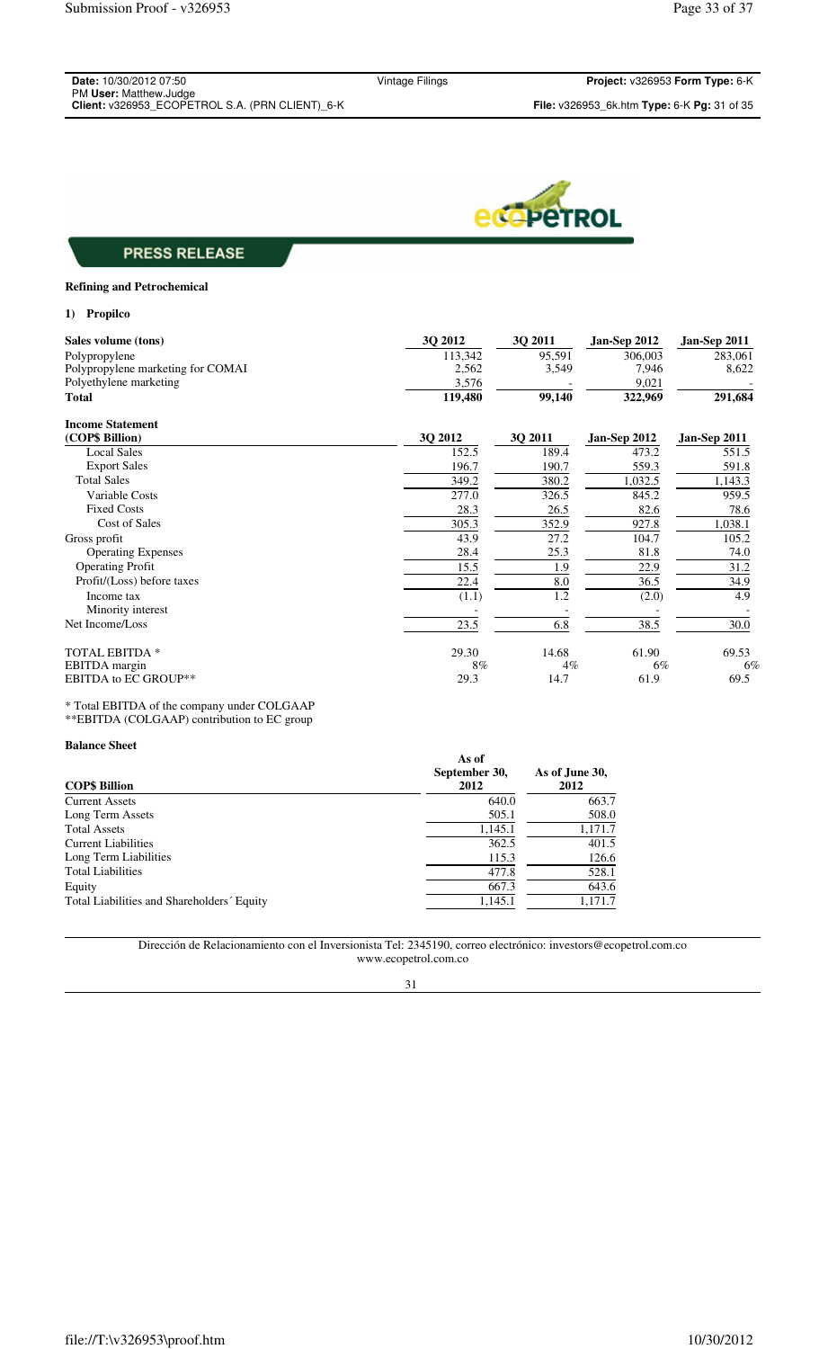PRESS RELEASE

**Refining and Petrochemical**

**1) Propilco**

| **Sales volume (tons)** | **3Q 2012** | **3Q 2011** | **Jan-Sep 2012** | **Jan-Sep 2011** |
|---|---|---|---|---|
| Polypropylene | 113,342 | 95,591 | 306,003 | 283,061 |
| Polypropylene marketing for COMAI | 2,562 | 3,549 | 7,946 | 8,622 |
| Polyethylene marketing | 3,576 | - | 9,021 | - |
| **Total** | **119,480** | **99,140** | **322,969** | **291,684** |

| **Income Statement (COP$ Billion)** | **3Q 2012** | **3Q 2011** | **Jan-Sep 2012** | **Jan-Sep 2011** |
|---|---|---|---|---|
| Local Sales | 152.5 | 189.4 | 473.2 | 551.5 |
| Export Sales | 196.7 | 190.7 | 559.3 | 591.8 |
| Total Sales | 349.2 | 380.2 | 1,032.5 | 1,143.3 |
| Variable Costs | 277.0 | 326.5 | 845.2 | 959.5 |
| Fixed Costs | 28.3 | 26.5 | 82.6 | 78.6 |
| Cost of Sales | 305.3 | 352.9 | 927.8 | 1,038.1 |
| Gross profit | 43.9 | 27.2 | 104.7 | 105.2 |
| Operating Expenses | 28.4 | 25.3 | 81.8 | 74.0 |
| Operating Profit | 15.5 | 1.9 | 22.9 | 31.2 |
| Profit/(Loss) before taxes | 22.4 | 8.0 | 36.5 | 34.9 |
| Income tax | (1.1) | 1.2 | (2.0) | 4.9 |
| Minority interest | - | - | - | - |
| Net Income/Loss | 23.5 | 6.8 | 38.5 | 30.0 |
| | | | | |
| TOTAL EBITDA * | 29.30 | 14.68 | 61.90 | 69.53 |
| EBITDA margin | 8% | 4% | 6% | 6% |
| EBITDA to EC GROUP** | 29.3 | 14.7 | 61.9 | 69.5 |

\* Total EBITDA of the company under COLGAAP
\**EBITDA (COLGAAP) contribution to EC group

**Balance Sheet**

| **COP$ Billion** | **As of September 30, 2012** | **As of June 30, 2012** |
|---|---|---|
| Current Assets | 640.0 | 663.7 |
| Long Term Assets | 505.1 | 508.0 |
| Total Assets | 1,145.1 | 1,171.7 |
| Current Liabilities | 362.5 | 401.5 |
| Long Term Liabilities | 115.3 | 126.6 |
| Total Liabilities | 477.8 | 528.1 |
| Equity | 667.3 | 643.6 |
| Total Liabilities and Shareholders´ Equity | 1,145.1 | 1,171.7 |

Dirección de Relacionamiento con el Inversionista Tel: 2345190, correo electrónico: investors@ecopetrol.com.co
www.ecopetrol.com.co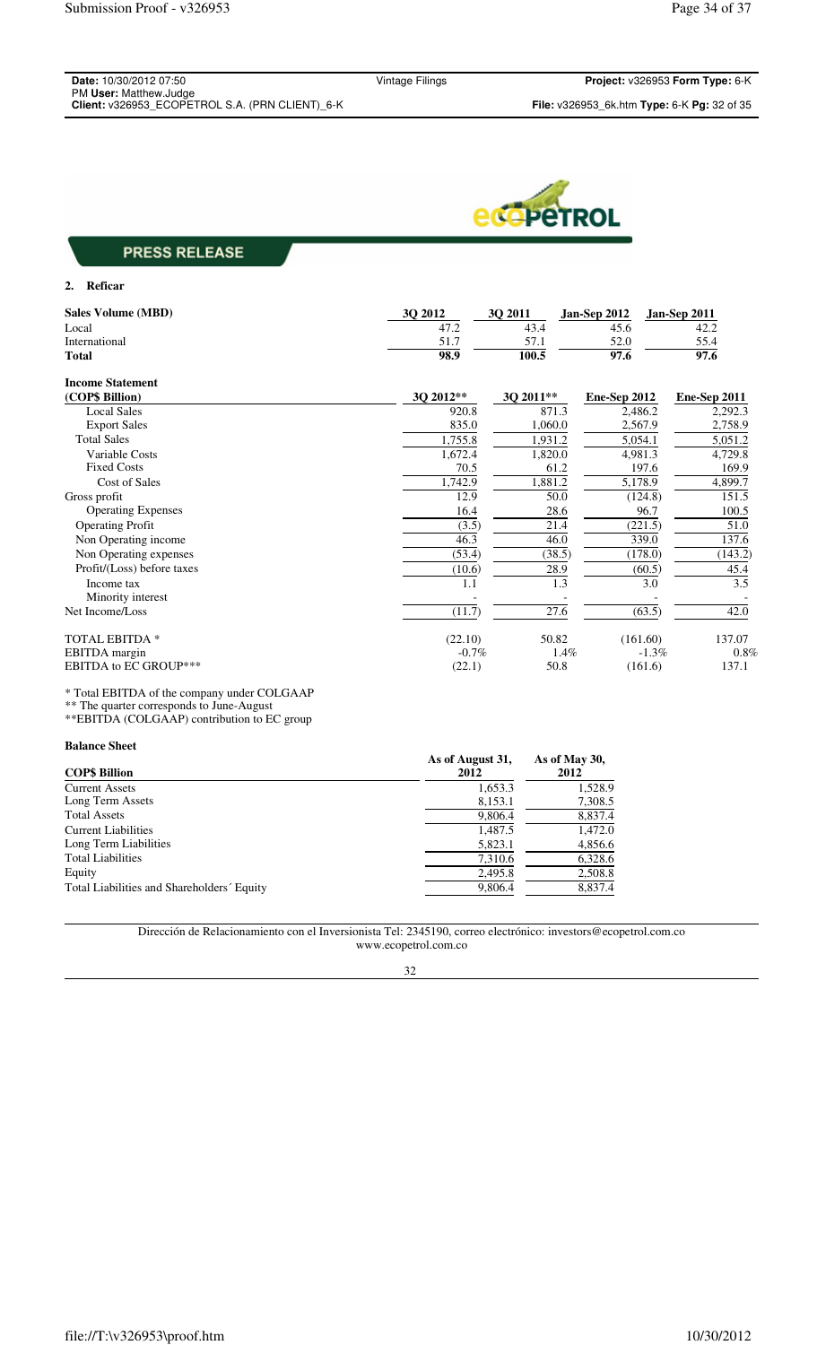PRESS RELEASE

## 2. Reficar

| Sales Volume (MBD) | 3Q 2012 | 3Q 2011 | Jan-Sep 2012 | Jan-Sep 2011 |
|---|---|---|---|---|
| Local | 47.2 | 43.4 | 45.6 | 42.2 |
| International | 51.7 | 57.1 | 52.0 | 55.4 |
| **Total** | **98.9** | **100.5** | **97.6** | **97.6** |

| Income Statement (COP$ Billion) | 3Q 2012** | 3Q 2011** | Ene-Sep 2012 | Ene-Sep 2011 |
|---|---|---|---|---|
| Local Sales | 920.8 | 871.3 | 2,486.2 | 2,292.3 |
| Export Sales | 835.0 | 1,060.0 | 2,567.9 | 2,758.9 |
| Total Sales | 1,755.8 | 1,931.2 | 5,054.1 | 5,051.2 |
| Variable Costs | 1,672.4 | 1,820.0 | 4,981.3 | 4,729.8 |
| Fixed Costs | 70.5 | 61.2 | 197.6 | 169.9 |
| Cost of Sales | 1,742.9 | 1,881.2 | 5,178.9 | 4,899.7 |
| Gross profit | 12.9 | 50.0 | (124.8) | 151.5 |
| Operating Expenses | 16.4 | 28.6 | 96.7 | 100.5 |
| Operating Profit | (3.5) | 21.4 | (221.5) | 51.0 |
| Non Operating income | 46.3 | 46.0 | 339.0 | 137.6 |
| Non Operating expenses | (53.4) | (38.5) | (178.0) | (143.2) |
| Profit/(Loss) before taxes | (10.6) | 28.9 | (60.5) | 45.4 |
| Income tax | 1.1 | 1.3 | 3.0 | 3.5 |
| Minority interest | - | - | - | - |
| Net Income/Loss | (11.7) | 27.6 | (63.5) | 42.0 |
| | | | | |
| TOTAL EBITDA * | (22.10) | 50.82 | (161.60) | 137.07 |
| EBITDA margin | -0.7% | 1.4% | -1.3% | 0.8% |
| EBITDA to EC GROUP*** | (22.1) | 50.8 | (161.6) | 137.1 |

\* Total EBITDA of the company under COLGAAP
** The quarter corresponds to June-August
**EBITDA (COLGAAP) contribution to EC group

**Balance Sheet**

| COP$ Billion | As of August 31, 2012 | As of May 30, 2012 |
|---|---|---|
| Current Assets | 1,653.3 | 1,528.9 |
| Long Term Assets | 8,153.1 | 7,308.5 |
| Total Assets | 9,806.4 | 8,837.4 |
| Current Liabilities | 1,487.5 | 1,472.0 |
| Long Term Liabilities | 5,823.1 | 4,856.6 |
| Total Liabilities | 7,310.6 | 6,328.6 |
| Equity | 2,495.8 | 2,508.8 |
| Total Liabilities and Shareholders´ Equity | 9,806.4 | 8,837.4 |

Dirección de Relacionamiento con el Inversionista Tel: 2345190, correo electrónico: investors@ecopetrol.com.co
www.ecopetrol.com.co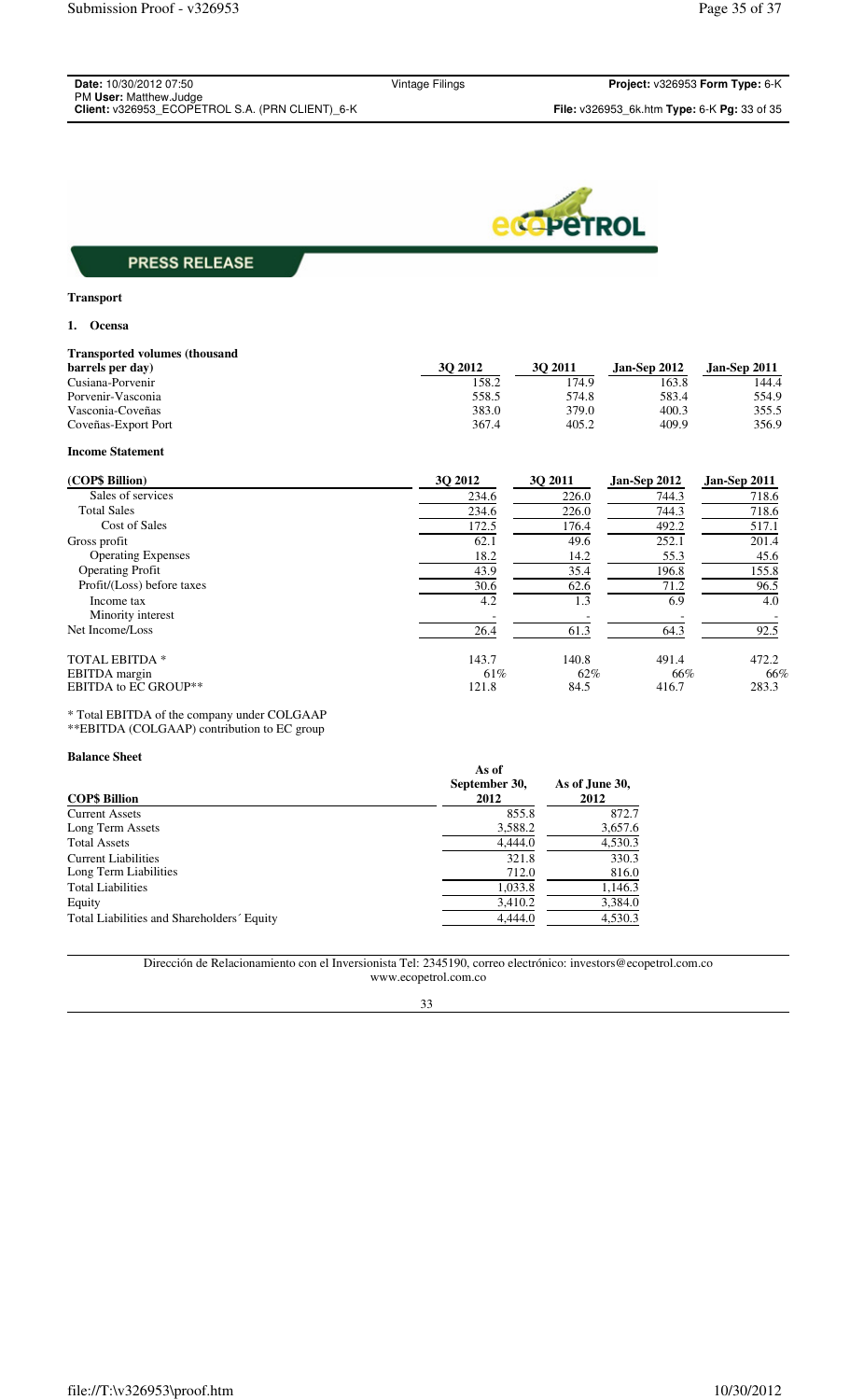**PRESS RELEASE**

**Transport**

**1. Ocensa**

| **Transported volumes (thousand barrels per day)** | **3Q 2012** | **3Q 2011** | **Jan-Sep 2012** | **Jan-Sep 2011** |
|---|---|---|---|---|
| Cusiana-Porvenir | 158.2 | 174.9 | 163.8 | 144.4 |
| Porvenir-Vasconia | 558.5 | 574.8 | 583.4 | 554.9 |
| Vasconia-Coveñas | 383.0 | 379.0 | 400.3 | 355.5 |
| Coveñas-Export Port | 367.4 | 405.2 | 409.9 | 356.9 |

**Income Statement**

| **(COP$ Billion)** | **3Q 2012** | **3Q 2011** | **Jan-Sep 2012** | **Jan-Sep 2011** |
|---|---|---|---|---|
| Sales of services | 234.6 | 226.0 | 744.3 | 718.6 |
| Total Sales | 234.6 | 226.0 | 744.3 | 718.6 |
| Cost of Sales | 172.5 | 176.4 | 492.2 | 517.1 |
| Gross profit | 62.1 | 49.6 | 252.1 | 201.4 |
| Operating Expenses | 18.2 | 14.2 | 55.3 | 45.6 |
| Operating Profit | 43.9 | 35.4 | 196.8 | 155.8 |
| Profit/(Loss) before taxes | 30.6 | 62.6 | 71.2 | 96.5 |
| Income tax | 4.2 | 1.3 | 6.9 | 4.0 |
| Minority interest | - | - | - | - |
| Net Income/Loss | 26.4 | 61.3 | 64.3 | 92.5 |
| TOTAL EBITDA * | 143.7 | 140.8 | 491.4 | 472.2 |
| EBITDA margin | 61% | 62% | 66% | 66% |
| EBITDA to EC GROUP** | 121.8 | 84.5 | 416.7 | 283.3 |

* Total EBITDA of the company under COLGAAP
**EBITDA (COLGAAP) contribution to EC group

**Balance Sheet**

| **COP$ Billion** | **As of September 30, 2012** | **As of June 30, 2012** |
|---|---|---|
| Current Assets | 855.8 | 872.7 |
| Long Term Assets | 3,588.2 | 3,657.6 |
| Total Assets | 4,444.0 | 4,530.3 |
| Current Liabilities | 321.8 | 330.3 |
| Long Term Liabilities | 712.0 | 816.0 |
| Total Liabilities | 1,033.8 | 1,146.3 |
| Equity | 3,410.2 | 3,384.0 |
| Total Liabilities and Shareholders´ Equity | 4,444.0 | 4,530.3 |

Dirección de Relacionamiento con el Inversionista Tel: 2345190, correo electrónico: investors@ecopetrol.com.co
www.ecopetrol.com.co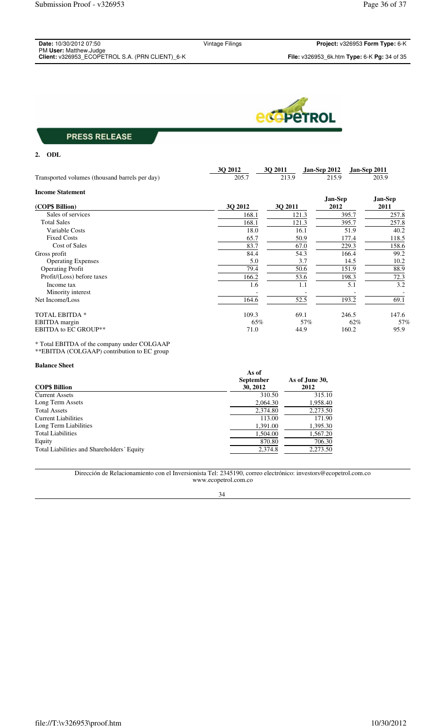**PRESS RELEASE**

**2. ODL**

| | 3Q 2012 | 3Q 2011 | Jan-Sep 2012 | Jan-Sep 2011 |
|---|---|---|---|---|
| Transported volumes (thousand barrels per day) | 205.7 | 213.9 | 215.9 | 203.9 |

**Income Statement**

| (COP$ Billion) | 3Q 2012 | 3Q 2011 | Jan-Sep 2012 | Jan-Sep 2011 |
|---|---|---|---|---|
| Sales of services | 168.1 | 121.3 | 395.7 | 257.8 |
| Total Sales | 168.1 | 121.3 | 395.7 | 257.8 |
| Variable Costs | 18.0 | 16.1 | 51.9 | 40.2 |
| Fixed Costs | 65.7 | 50.9 | 177.4 | 118.5 |
| Cost of Sales | 83.7 | 67.0 | 229.3 | 158.6 |
| Gross profit | 84.4 | 54.3 | 166.4 | 99.2 |
| Operating Expenses | 5.0 | 3.7 | 14.5 | 10.2 |
| Operating Profit | 79.4 | 50.6 | 151.9 | 88.9 |
| Profit/(Loss) before taxes | 166.2 | 53.6 | 198.3 | 72.3 |
| Income tax | 1.6 | 1.1 | 5.1 | 3.2 |
| Minority interest | - | - | - | - |
| Net Income/Loss | 164.6 | 52.5 | 193.2 | 69.1 |
| TOTAL EBITDA * | 109.3 | 69.1 | 246.5 | 147.6 |
| EBITDA margin | 65% | 57% | 62% | 57% |
| EBITDA to EC GROUP** | 71.0 | 44.9 | 160.2 | 95.9 |

\* Total EBITDA of the company under COLGAAP
\*\*EBITDA (COLGAAP) contribution to EC group

**Balance Sheet**

| COP$ Billion | As of September 30, 2012 | As of June 30, 2012 |
|---|---|---|
| Current Assets | 310.50 | 315.10 |
| Long Term Assets | 2,064.30 | 1,958.40 |
| Total Assets | 2,374.80 | 2,273.50 |
| Current Liabilities | 113.00 | 171.90 |
| Long Term Liabilities | 1,391.00 | 1,395.30 |
| Total Liabilities | 1,504.00 | 1,567.20 |
| Equity | 870.80 | 706.30 |
| Total Liabilities and Shareholders´ Equity | 2,374.8 | 2,273.50 |

Dirección de Relacionamiento con el Inversionista Tel: 2345190, correo electrónico: investors@ecopetrol.com.co
www.ecopetrol.com.co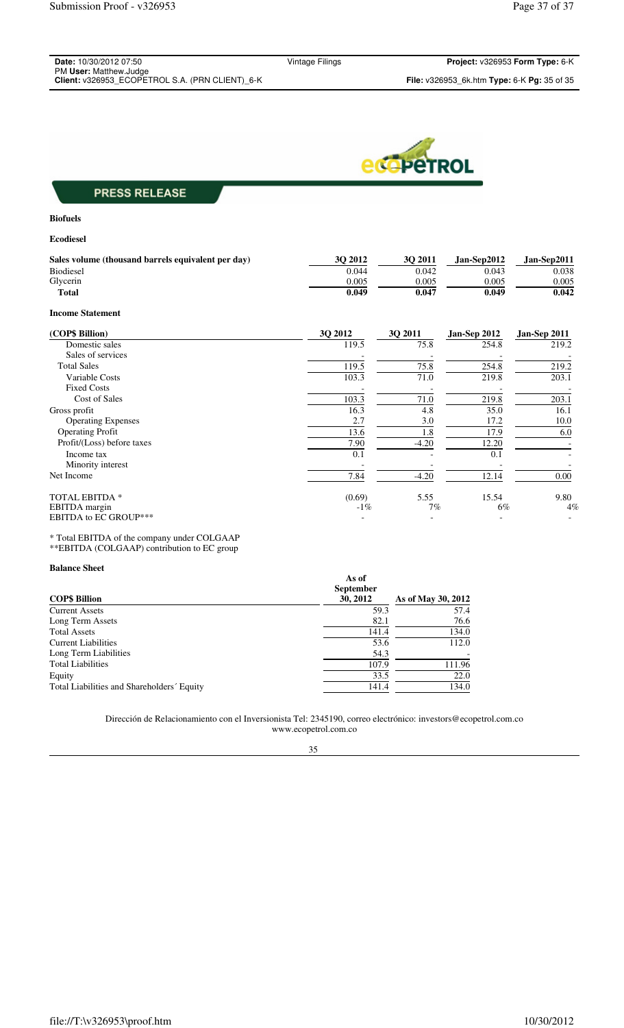**PRESS RELEASE**

**Biofuels**

**Ecodiesel**

| Sales volume (thousand barrels equivalent per day) | 3Q 2012 | 3Q 2011 | Jan-Sep2012 | Jan-Sep2011 |
|---|---|---|---|---|
| Biodiesel | 0.044 | 0.042 | 0.043 | 0.038 |
| Glycerin | 0.005 | 0.005 | 0.005 | 0.005 |
| **Total** | **0.049** | **0.047** | **0.049** | **0.042** |

**Income Statement**

| (COP$ Billion) | 3Q 2012 | 3Q 2011 | Jan-Sep 2012 | Jan-Sep 2011 |
|---|---|---|---|---|
| Domestic sales | 119.5 | 75.8 | 254.8 | 219.2 |
| Sales of services | - | - | - | - |
| Total Sales | 119.5 | 75.8 | 254.8 | 219.2 |
| Variable Costs | 103.3 | 71.0 | 219.8 | 203.1 |
| Fixed Costs | - | - | - | - |
| Cost of Sales | 103.3 | 71.0 | 219.8 | 203.1 |
| Gross profit | 16.3 | 4.8 | 35.0 | 16.1 |
| Operating Expenses | 2.7 | 3.0 | 17.2 | 10.0 |
| Operating Profit | 13.6 | 1.8 | 17.9 | 6.0 |
| Profit/(Loss) before taxes | 7.90 | -4.20 | 12.20 | - |
| Income tax | 0.1 | - | 0.1 | - |
| Minority interest | - | - | - | - |
| Net Income | 7.84 | -4.20 | 12.14 | 0.00 |
| | | | | |
| TOTAL EBITDA * | (0.69) | 5.55 | 15.54 | 9.80 |
| EBITDA margin | -1% | 7% | 6% | 4% |
| EBITDA to EC GROUP*** | - | - | - | - |

* Total EBITDA of the company under COLGAAP
**EBITDA (COLGAAP) contribution to EC group

**Balance Sheet**

| COP$ Billion | As of September 30, 2012 | As of May 30, 2012 |
|---|---|---|
| Current Assets | 59.3 | 57.4 |
| Long Term Assets | 82.1 | 76.6 |
| Total Assets | 141.4 | 134.0 |
| Current Liabilities | 53.6 | 112.0 |
| Long Term Liabilities | 54.3 | - |
| Total Liabilities | 107.9 | 111.96 |
| Equity | 33.5 | 22.0 |
| Total Liabilities and Shareholders´ Equity | 141.4 | 134.0 |

Dirección de Relacionamiento con el Inversionista Tel: 2345190, correo electrónico: investors@ecopetrol.com.co
www.ecopetrol.com.co